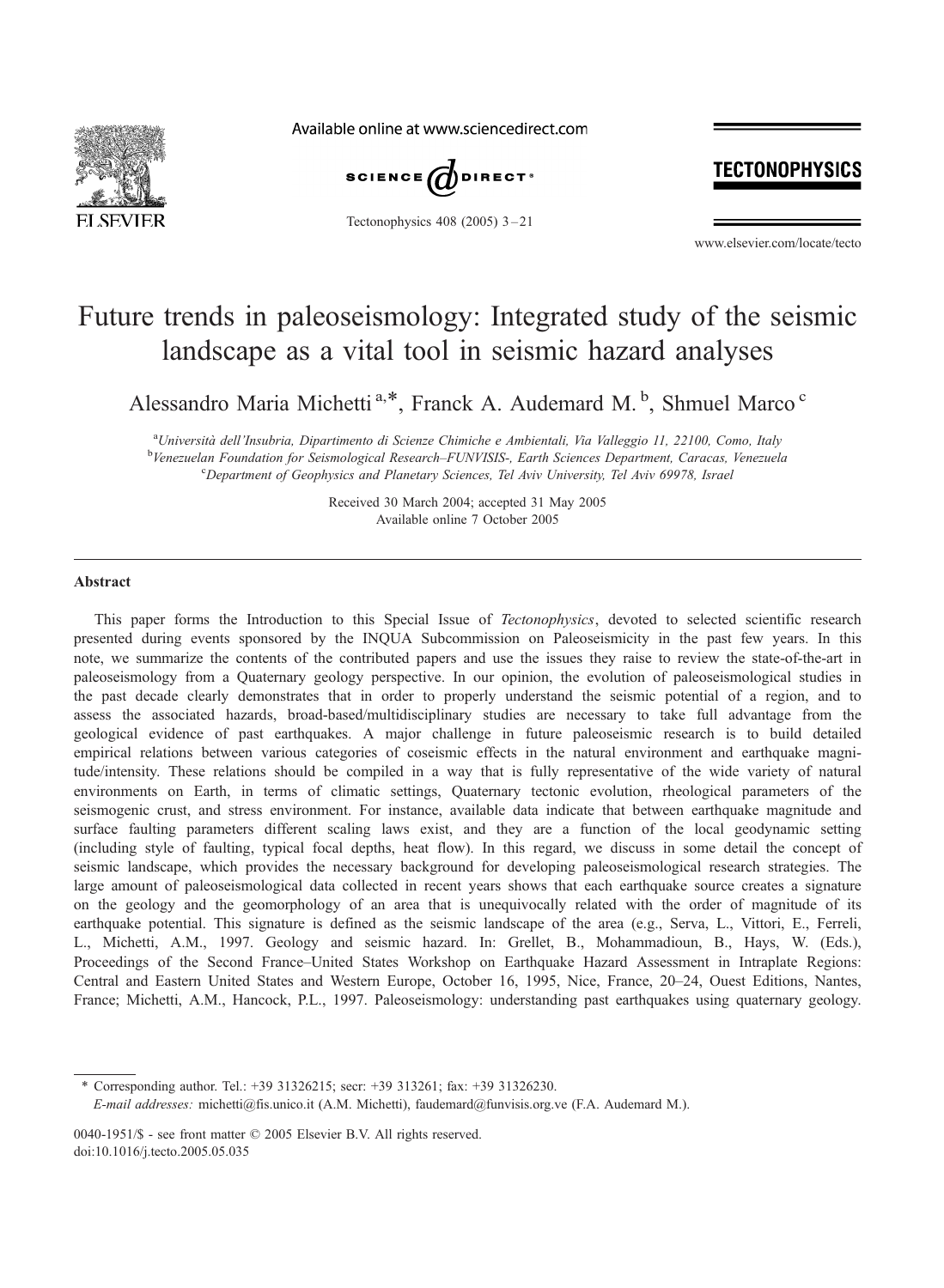# Future trends in paleoseismology: Integrated study of the seismic landscape as a vital tool in seismic hazard analyses

Alessandro Maria Michetti [a,*], Franck A. Audemard M. [b], Shmuel Marco [c]

[a] Università dell'Insubria, Dipartimento di Scienze Chimiche e Ambientali, Via Valleggio 11, 22100, Como, Italy
[b] Venezuelan Foundation for Seismological Research–FUNVISIS-, Earth Sciences Department, Caracas, Venezuela
[c] Department of Geophysics and Planetary Sciences, Tel Aviv University, Tel Aviv 69978, Israel

Received 30 March 2004; accepted 31 May 2005
Available online 7 October 2005

## Abstract

This paper forms the Introduction to this Special Issue of *Tectonophysics*, devoted to selected scientific research presented during events sponsored by the INQUA Subcommission on Paleoseismicity in the past few years. In this note, we summarize the contents of the contributed papers and use the issues they raise to review the state-of-the-art in paleoseismology from a Quaternary geology perspective. In our opinion, the evolution of paleoseismological studies in the past decade clearly demonstrates that in order to properly understand the seismic potential of a region, and to assess the associated hazards, broad-based/multidisciplinary studies are necessary to take full advantage from the geological evidence of past earthquakes. A major challenge in future paleoseismic research is to build detailed empirical relations between various categories of coseismic effects in the natural environment and earthquake magnitude/intensity. These relations should be compiled in a way that is fully representative of the wide variety of natural environments on Earth, in terms of climatic settings, Quaternary tectonic evolution, rheological parameters of the seismogenic crust, and stress environment. For instance, available data indicate that between earthquake magnitude and surface faulting parameters different scaling laws exist, and they are a function of the local geodynamic setting (including style of faulting, typical focal depths, heat flow). In this regard, we discuss in some detail the concept of seismic landscape, which provides the necessary background for developing paleoseismological research strategies. The large amount of paleoseismological data collected in recent years shows that each earthquake source creates a signature on the geology and the geomorphology of an area that is unequivocally related with the order of magnitude of its earthquake potential. This signature is defined as the seismic landscape of the area (e.g., Serva, L., Vittori, E., Ferreli, L., Michetti, A.M., 1997. Geology and seismic hazard. In: Grellet, B., Mohammadioun, B., Hays, W. (Eds.), Proceedings of the Second France–United States Workshop on Earthquake Hazard Assessment in Intraplate Regions: Central and Eastern United States and Western Europe, October 16, 1995, Nice, France, 20–24, Ouest Editions, Nantes, France; Michetti, A.M., Hancock, P.L., 1997. Paleoseismology: understanding past earthquakes using quaternary geology.

\* Corresponding author. Tel.: +39 31326215; secr: +39 313261; fax: +39 31326230.
*E-mail addresses:* michetti@fis.unico.it (A.M. Michetti), faudemard@funvisis.org.ve (F.A. Audemard M.).

0040-1951/$ - see front matter © 2005 Elsevier B.V. All rights reserved.
doi:10.1016/j.tecto.2005.05.035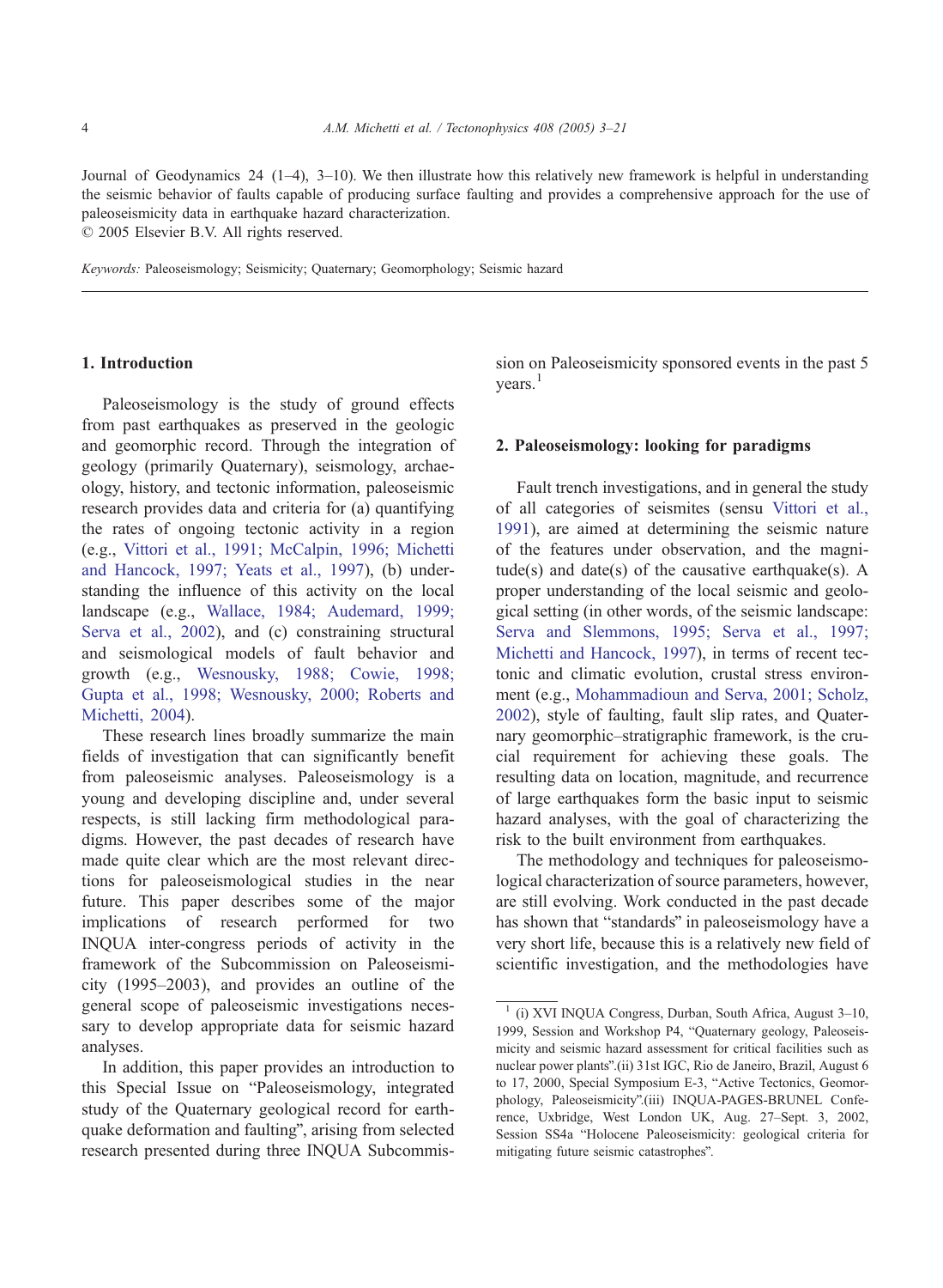Journal of Geodynamics 24 (1–4), 3–10). We then illustrate how this relatively new framework is helpful in understanding the seismic behavior of faults capable of producing surface faulting and provides a comprehensive approach for the use of paleoseismicity data in earthquake hazard characterization.
© 2005 Elsevier B.V. All rights reserved.

*Keywords:* Paleoseismology; Seismicity; Quaternary; Geomorphology; Seismic hazard

## 1. Introduction

Paleoseismology is the study of ground effects from past earthquakes as preserved in the geologic and geomorphic record. Through the integration of geology (primarily Quaternary), seismology, archaeology, history, and tectonic information, paleoseismic research provides data and criteria for (a) quantifying the rates of ongoing tectonic activity in a region (e.g., Vittori et al., 1991; McCalpin, 1996; Michetti and Hancock, 1997; Yeats et al., 1997), (b) understanding the influence of this activity on the local landscape (e.g., Wallace, 1984; Audemard, 1999; Serva et al., 2002), and (c) constraining structural and seismological models of fault behavior and growth (e.g., Wesnousky, 1988; Cowie, 1998; Gupta et al., 1998; Wesnousky, 2000; Roberts and Michetti, 2004).

These research lines broadly summarize the main fields of investigation that can significantly benefit from paleoseismic analyses. Paleoseismology is a young and developing discipline and, under several respects, is still lacking firm methodological paradigms. However, the past decades of research have made quite clear which are the most relevant directions for paleoseismological studies in the near future. This paper describes some of the major implications of research performed for two INQUA inter-congress periods of activity in the framework of the Subcommission on Paleoseismicity (1995–2003), and provides an outline of the general scope of paleoseismic investigations necessary to develop appropriate data for seismic hazard analyses.

In addition, this paper provides an introduction to this Special Issue on "Paleoseismology, integrated study of the Quaternary geological record for earthquake deformation and faulting", arising from selected research presented during three INQUA Subcommission on Paleoseismicity sponsored events in the past 5 years.[1]

## 2. Paleoseismology: looking for paradigms

Fault trench investigations, and in general the study of all categories of seismites (sensu Vittori et al., 1991), are aimed at determining the seismic nature of the features under observation, and the magnitude(s) and date(s) of the causative earthquake(s). A proper understanding of the local seismic and geological setting (in other words, of the seismic landscape: Serva and Slemmons, 1995; Serva et al., 1997; Michetti and Hancock, 1997), in terms of recent tectonic and climatic evolution, crustal stress environment (e.g., Mohammadioun and Serva, 2001; Scholz, 2002), style of faulting, fault slip rates, and Quaternary geomorphic–stratigraphic framework, is the crucial requirement for achieving these goals. The resulting data on location, magnitude, and recurrence of large earthquakes form the basic input to seismic hazard analyses, with the goal of characterizing the risk to the built environment from earthquakes.

The methodology and techniques for paleoseismological characterization of source parameters, however, are still evolving. Work conducted in the past decade has shown that "standards" in paleoseismology have a very short life, because this is a relatively new field of scientific investigation, and the methodologies have

[1] (i) XVI INQUA Congress, Durban, South Africa, August 3–10, 1999, Session and Workshop P4, "Quaternary geology, Paleoseismicity and seismic hazard assessment for critical facilities such as nuclear power plants".(ii) 31st IGC, Rio de Janeiro, Brazil, August 6 to 17, 2000, Special Symposium E-3, "Active Tectonics, Geomorphology, Paleoseismicity".(iii) INQUA-PAGES-BRUNEL Conference, Uxbridge, West London UK, Aug. 27–Sept. 3, 2002, Session SS4a "Holocene Paleoseismicity: geological criteria for mitigating future seismic catastrophes".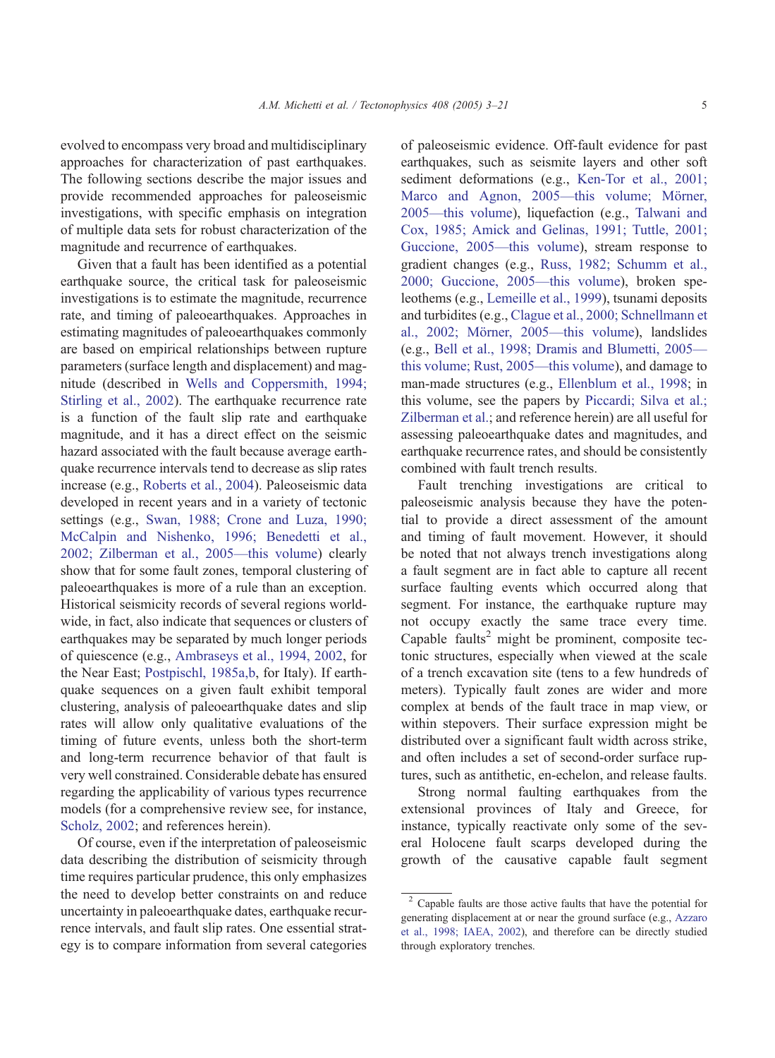evolved to encompass very broad and multidisciplinary approaches for characterization of past earthquakes. The following sections describe the major issues and provide recommended approaches for paleoseismic investigations, with specific emphasis on integration of multiple data sets for robust characterization of the magnitude and recurrence of earthquakes.

Given that a fault has been identified as a potential earthquake source, the critical task for paleoseismic investigations is to estimate the magnitude, recurrence rate, and timing of paleoearthquakes. Approaches in estimating magnitudes of paleoearthquakes commonly are based on empirical relationships between rupture parameters (surface length and displacement) and magnitude (described in Wells and Coppersmith, 1994; Stirling et al., 2002). The earthquake recurrence rate is a function of the fault slip rate and earthquake magnitude, and it has a direct effect on the seismic hazard associated with the fault because average earthquake recurrence intervals tend to decrease as slip rates increase (e.g., Roberts et al., 2004). Paleoseismic data developed in recent years and in a variety of tectonic settings (e.g., Swan, 1988; Crone and Luza, 1990; McCalpin and Nishenko, 1996; Benedetti et al., 2002; Zilberman et al., 2005—this volume) clearly show that for some fault zones, temporal clustering of paleoearthquakes is more of a rule than an exception. Historical seismicity records of several regions worldwide, in fact, also indicate that sequences or clusters of earthquakes may be separated by much longer periods of quiescence (e.g., Ambraseys et al., 1994, 2002, for the Near East; Postpischl, 1985a,b, for Italy). If earthquake sequences on a given fault exhibit temporal clustering, analysis of paleoearthquake dates and slip rates will allow only qualitative evaluations of the timing of future events, unless both the short-term and long-term recurrence behavior of that fault is very well constrained. Considerable debate has ensured regarding the applicability of various types recurrence models (for a comprehensive review see, for instance, Scholz, 2002; and references herein).

Of course, even if the interpretation of paleoseismic data describing the distribution of seismicity through time requires particular prudence, this only emphasizes the need to develop better constraints on and reduce uncertainty in paleoearthquake dates, earthquake recurrence intervals, and fault slip rates. One essential strategy is to compare information from several categories of paleoseismic evidence. Off-fault evidence for past earthquakes, such as seismite layers and other soft sediment deformations (e.g., Ken-Tor et al., 2001; Marco and Agnon, 2005—this volume; Mörner, 2005—this volume), liquefaction (e.g., Talwani and Cox, 1985; Amick and Gelinas, 1991; Tuttle, 2001; Guccione, 2005—this volume), stream response to gradient changes (e.g., Russ, 1982; Schumm et al., 2000; Guccione, 2005—this volume), broken speleothems (e.g., Lemeille et al., 1999), tsunami deposits and turbidites (e.g., Clague et al., 2000; Schnellmann et al., 2002; Mörner, 2005—this volume), landslides (e.g., Bell et al., 1998; Dramis and Blumetti, 2005—this volume; Rust, 2005—this volume), and damage to man-made structures (e.g., Ellenblum et al., 1998; in this volume, see the papers by Piccardi; Silva et al.; Zilberman et al.; and reference herein) are all useful for assessing paleoearthquake dates and magnitudes, and earthquake recurrence rates, and should be consistently combined with fault trench results.

Fault trenching investigations are critical to paleoseismic analysis because they have the potential to provide a direct assessment of the amount and timing of fault movement. However, it should be noted that not always trench investigations along a fault segment are in fact able to capture all recent surface faulting events which occurred along that segment. For instance, the earthquake rupture may not occupy exactly the same trace every time. Capable faults[2] might be prominent, composite tectonic structures, especially when viewed at the scale of a trench excavation site (tens to a few hundreds of meters). Typically fault zones are wider and more complex at bends of the fault trace in map view, or within stepovers. Their surface expression might be distributed over a significant fault width across strike, and often includes a set of second-order surface ruptures, such as antithetic, en-echelon, and release faults.

Strong normal faulting earthquakes from the extensional provinces of Italy and Greece, for instance, typically reactivate only some of the several Holocene fault scarps developed during the growth of the causative capable fault segment

[2] Capable faults are those active faults that have the potential for generating displacement at or near the ground surface (e.g., Azzaro et al., 1998; IAEA, 2002), and therefore can be directly studied through exploratory trenches.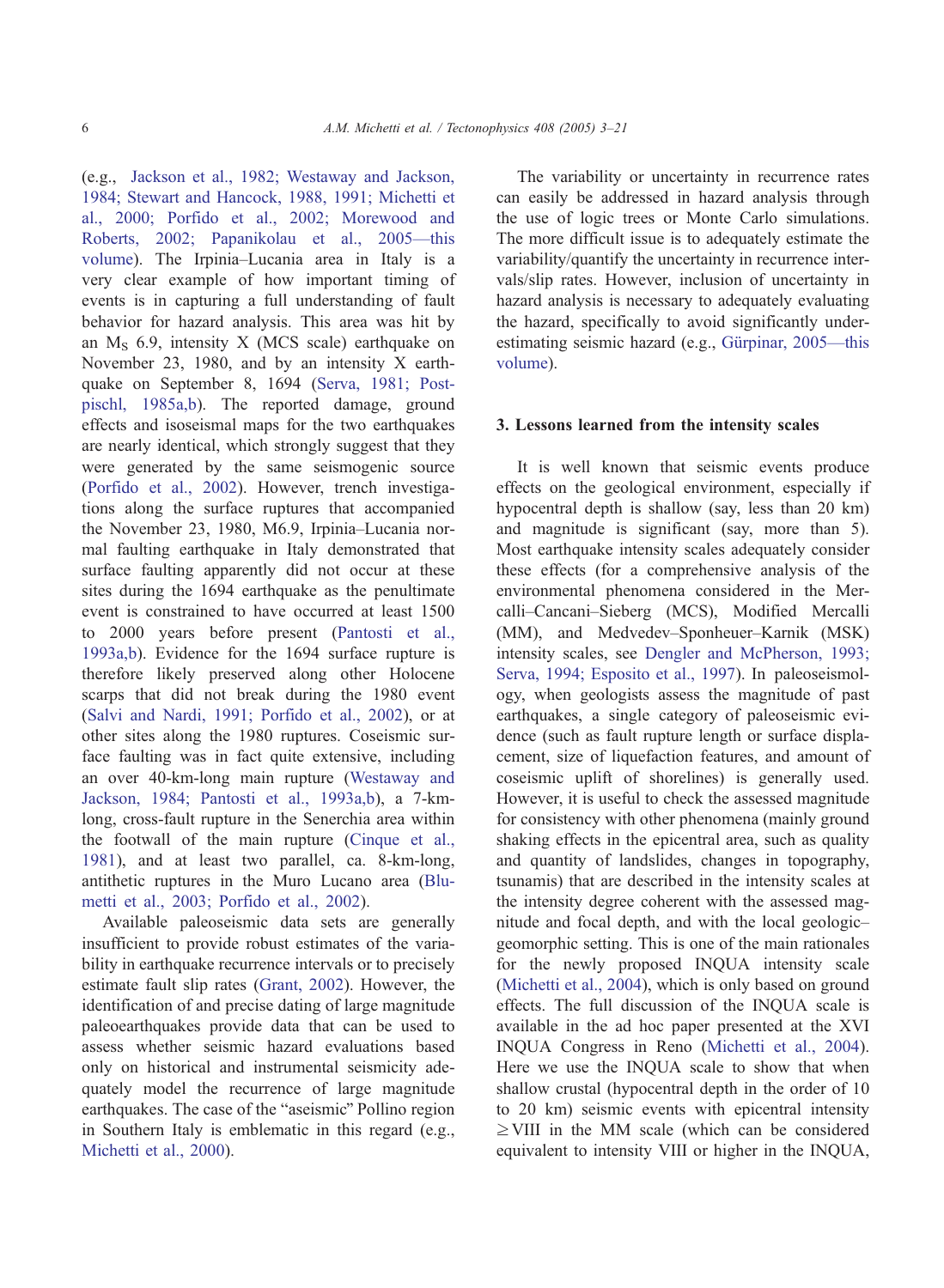(e.g., Jackson et al., 1982; Westaway and Jackson, 1984; Stewart and Hancock, 1988, 1991; Michetti et al., 2000; Porfido et al., 2002; Morewood and Roberts, 2002; Papanikolau et al., 2005—this volume). The Irpinia–Lucania area in Italy is a very clear example of how important timing of events is in capturing a full understanding of fault behavior for hazard analysis. This area was hit by an $M_S$ 6.9, intensity X (MCS scale) earthquake on November 23, 1980, and by an intensity X earthquake on September 8, 1694 (Serva, 1981; Postpischl, 1985a,b). The reported damage, ground effects and isoseismal maps for the two earthquakes are nearly identical, which strongly suggest that they were generated by the same seismogenic source (Porfido et al., 2002). However, trench investigations along the surface ruptures that accompanied the November 23, 1980, M6.9, Irpinia–Lucania normal faulting earthquake in Italy demonstrated that surface faulting apparently did not occur at these sites during the 1694 earthquake as the penultimate event is constrained to have occurred at least 1500 to 2000 years before present (Pantosti et al., 1993a,b). Evidence for the 1694 surface rupture is therefore likely preserved along other Holocene scarps that did not break during the 1980 event (Salvi and Nardi, 1991; Porfido et al., 2002), or at other sites along the 1980 ruptures. Coseismic surface faulting was in fact quite extensive, including an over 40-km-long main rupture (Westaway and Jackson, 1984; Pantosti et al., 1993a,b), a 7-km-long, cross-fault rupture in the Senerchia area within the footwall of the main rupture (Cinque et al., 1981), and at least two parallel, ca. 8-km-long, antithetic ruptures in the Muro Lucano area (Blumetti et al., 2003; Porfido et al., 2002).

Available paleoseismic data sets are generally insufficient to provide robust estimates of the variability in earthquake recurrence intervals or to precisely estimate fault slip rates (Grant, 2002). However, the identification of and precise dating of large magnitude paleoearthquakes provide data that can be used to assess whether seismic hazard evaluations based only on historical and instrumental seismicity adequately model the recurrence of large magnitude earthquakes. The case of the "aseismic" Pollino region in Southern Italy is emblematic in this regard (e.g., Michetti et al., 2000).

The variability or uncertainty in recurrence rates can easily be addressed in hazard analysis through the use of logic trees or Monte Carlo simulations. The more difficult issue is to adequately estimate the variability/quantify the uncertainty in recurrence intervals/slip rates. However, inclusion of uncertainty in hazard analysis is necessary to adequately evaluating the hazard, specifically to avoid significantly underestimating seismic hazard (e.g., Gürpinar, 2005—this volume).

## 3. Lessons learned from the intensity scales

It is well known that seismic events produce effects on the geological environment, especially if hypocentral depth is shallow (say, less than 20 km) and magnitude is significant (say, more than 5). Most earthquake intensity scales adequately consider these effects (for a comprehensive analysis of the environmental phenomena considered in the Mercalli–Cancani–Sieberg (MCS), Modified Mercalli (MM), and Medvedev–Sponheuer–Karnik (MSK) intensity scales, see Dengler and McPherson, 1993; Serva, 1994; Esposito et al., 1997). In paleoseismology, when geologists assess the magnitude of past earthquakes, a single category of paleoseismic evidence (such as fault rupture length or surface displacement, size of liquefaction features, and amount of coseismic uplift of shorelines) is generally used. However, it is useful to check the assessed magnitude for consistency with other phenomena (mainly ground shaking effects in the epicentral area, such as quality and quantity of landslides, changes in topography, tsunamis) that are described in the intensity scales at the intensity degree coherent with the assessed magnitude and focal depth, and with the local geologic–geomorphic setting. This is one of the main rationales for the newly proposed INQUA intensity scale (Michetti et al., 2004), which is only based on ground effects. The full discussion of the INQUA scale is available in the ad hoc paper presented at the XVI INQUA Congress in Reno (Michetti et al., 2004). Here we use the INQUA scale to show that when shallow crustal (hypocentral depth in the order of 10 to 20 km) seismic events with epicentral intensity $\geq$VIII in the MM scale (which can be considered equivalent to intensity VIII or higher in the INQUA,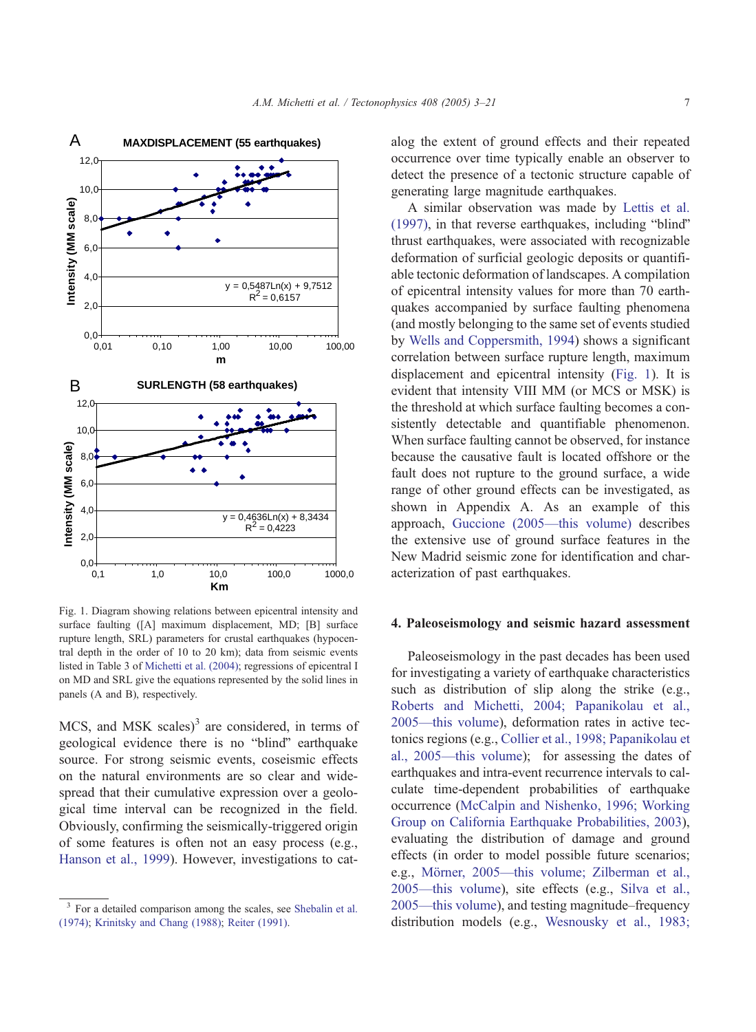Fig. 1. Diagram showing relations between epicentral intensity and surface faulting ([A] maximum displacement, MD; [B] surface rupture length, SRL) parameters for crustal earthquakes (hypocentral depth in the order of 10 to 20 km); data from seismic events listed in Table 3 of Michetti et al. (2004); regressions of epicentral I on MD and SRL give the equations represented by the solid lines in panels (A and B), respectively.

MCS, and MSK scales)[3] are considered, in terms of geological evidence there is no "blind" earthquake source. For strong seismic events, coseismic effects on the natural environments are so clear and widespread that their cumulative expression over a geological time interval can be recognized in the field. Obviously, confirming the seismically-triggered origin of some features is often not an easy process (e.g., Hanson et al., 1999). However, investigations to catalog the extent of ground effects and their repeated occurrence over time typically enable an observer to detect the presence of a tectonic structure capable of generating large magnitude earthquakes.

A similar observation was made by Lettis et al. (1997), in that reverse earthquakes, including "blind" thrust earthquakes, were associated with recognizable deformation of surficial geologic deposits or quantifiable tectonic deformation of landscapes. A compilation of epicentral intensity values for more than 70 earthquakes accompanied by surface faulting phenomena (and mostly belonging to the same set of events studied by Wells and Coppersmith, 1994) shows a significant correlation between surface rupture length, maximum displacement and epicentral intensity (Fig. 1). It is evident that intensity VIII MM (or MCS or MSK) is the threshold at which surface faulting becomes a consistently detectable and quantifiable phenomenon. When surface faulting cannot be observed, for instance because the causative fault is located offshore or the fault does not rupture to the ground surface, a wide range of other ground effects can be investigated, as shown in Appendix A. As an example of this approach, Guccione (2005—this volume) describes the extensive use of ground surface features in the New Madrid seismic zone for identification and characterization of past earthquakes.

## 4. Paleoseismology and seismic hazard assessment

Paleoseismology in the past decades has been used for investigating a variety of earthquake characteristics such as distribution of slip along the strike (e.g., Roberts and Michetti, 2004; Papanikolau et al., 2005—this volume), deformation rates in active tectonics regions (e.g., Collier et al., 1998; Papanikolau et al., 2005—this volume); for assessing the dates of earthquakes and intra-event recurrence intervals to calculate time-dependent probabilities of earthquake occurrence (McCalpin and Nishenko, 1996; Working Group on California Earthquake Probabilities, 2003), evaluating the distribution of damage and ground effects (in order to model possible future scenarios; e.g., Mörner, 2005—this volume; Zilberman et al., 2005—this volume), site effects (e.g., Silva et al., 2005—this volume), and testing magnitude–frequency distribution models (e.g., Wesnousky et al., 1983;

[3] For a detailed comparison among the scales, see Shebalin et al. (1974); Krinitsky and Chang (1988); Reiter (1991).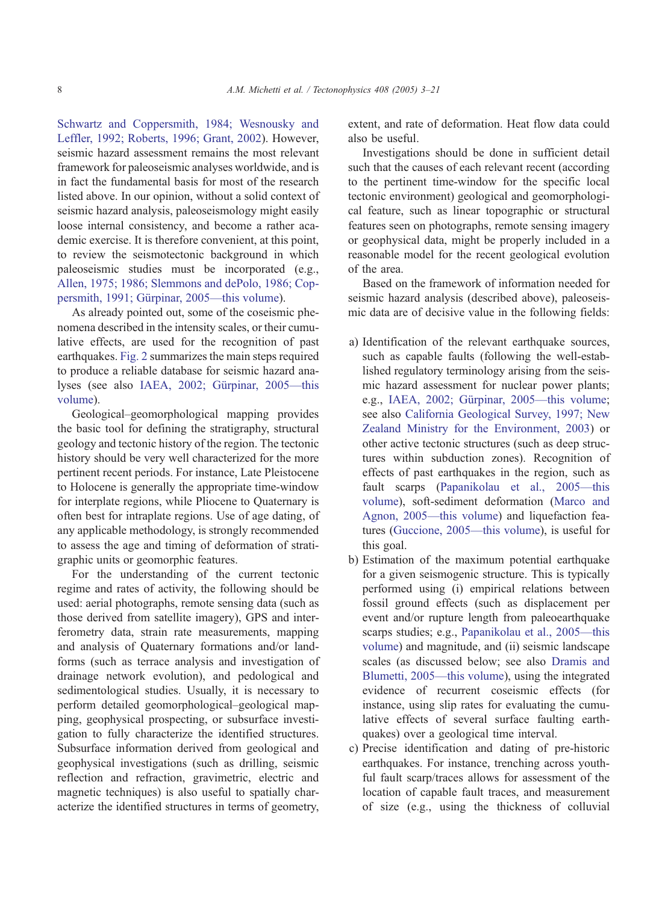Schwartz and Coppersmith, 1984; Wesnousky and Leffler, 1992; Roberts, 1996; Grant, 2002). However, seismic hazard assessment remains the most relevant framework for paleoseismic analyses worldwide, and is in fact the fundamental basis for most of the research listed above. In our opinion, without a solid context of seismic hazard analysis, paleoseismology might easily loose internal consistency, and become a rather academic exercise. It is therefore convenient, at this point, to review the seismotectonic background in which paleoseismic studies must be incorporated (e.g., Allen, 1975; 1986; Slemmons and dePolo, 1986; Coppersmith, 1991; Gürpinar, 2005—this volume).

As already pointed out, some of the coseismic phenomena described in the intensity scales, or their cumulative effects, are used for the recognition of past earthquakes. Fig. 2 summarizes the main steps required to produce a reliable database for seismic hazard analyses (see also IAEA, 2002; Gürpinar, 2005—this volume).

Geological–geomorphological mapping provides the basic tool for defining the stratigraphy, structural geology and tectonic history of the region. The tectonic history should be very well characterized for the more pertinent recent periods. For instance, Late Pleistocene to Holocene is generally the appropriate time-window for interplate regions, while Pliocene to Quaternary is often best for intraplate regions. Use of age dating, of any applicable methodology, is strongly recommended to assess the age and timing of deformation of stratigraphic units or geomorphic features.

For the understanding of the current tectonic regime and rates of activity, the following should be used: aerial photographs, remote sensing data (such as those derived from satellite imagery), GPS and interferometry data, strain rate measurements, mapping and analysis of Quaternary formations and/or landforms (such as terrace analysis and investigation of drainage network evolution), and pedological and sedimentological studies. Usually, it is necessary to perform detailed geomorphological–geological mapping, geophysical prospecting, or subsurface investigation to fully characterize the identified structures. Subsurface information derived from geological and geophysical investigations (such as drilling, seismic reflection and refraction, gravimetric, electric and magnetic techniques) is also useful to spatially characterize the identified structures in terms of geometry, extent, and rate of deformation. Heat flow data could also be useful.

Investigations should be done in sufficient detail such that the causes of each relevant recent (according to the pertinent time-window for the specific local tectonic environment) geological and geomorphological feature, such as linear topographic or structural features seen on photographs, remote sensing imagery or geophysical data, might be properly included in a reasonable model for the recent geological evolution of the area.

Based on the framework of information needed for seismic hazard analysis (described above), paleoseismic data are of decisive value in the following fields:

a) Identification of the relevant earthquake sources, such as capable faults (following the well-established regulatory terminology arising from the seismic hazard assessment for nuclear power plants; e.g., IAEA, 2002; Gürpinar, 2005—this volume; see also California Geological Survey, 1997; New Zealand Ministry for the Environment, 2003) or other active tectonic structures (such as deep structures within subduction zones). Recognition of effects of past earthquakes in the region, such as fault scarps (Papanikolau et al., 2005—this volume), soft-sediment deformation (Marco and Agnon, 2005—this volume) and liquefaction features (Guccione, 2005—this volume), is useful for this goal.
b) Estimation of the maximum potential earthquake for a given seismogenic structure. This is typically performed using (i) empirical relations between fossil ground effects (such as displacement per event and/or rupture length from paleoearthquake scarps studies; e.g., Papanikolau et al., 2005—this volume) and magnitude, and (ii) seismic landscape scales (as discussed below; see also Dramis and Blumetti, 2005—this volume), using the integrated evidence of recurrent coseismic effects (for instance, using slip rates for evaluating the cumulative effects of several surface faulting earthquakes) over a geological time interval.
c) Precise identification and dating of pre-historic earthquakes. For instance, trenching across youthful fault scarp/traces allows for assessment of the location of capable fault traces, and measurement of size (e.g., using the thickness of colluvial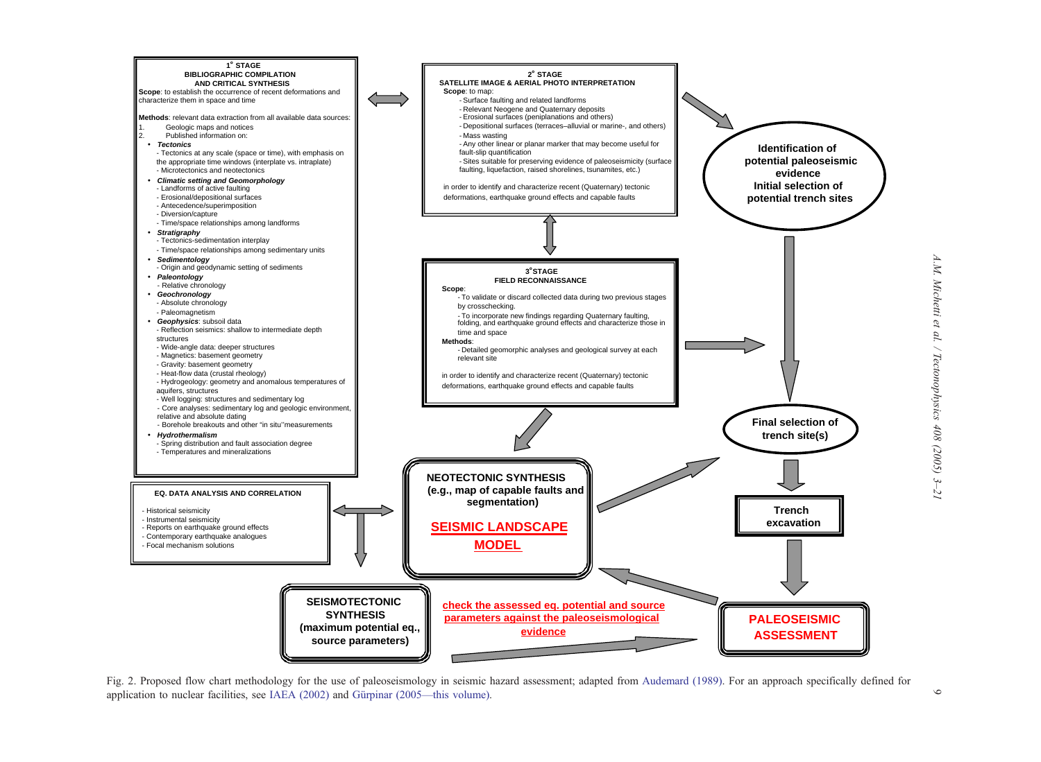**1° STAGE**
**BIBLIOGRAPHIC COMPILATION AND CRITICAL SYNTHESIS**

**Scope**: to establish the occurrence of recent deformations and characterize them in space and time

**Methods**: relevant data extraction from all available data sources:

1. Geologic maps and notices
2. Published information on:

- ***Tectonics***
  - Tectonics at any scale (space or time), with emphasis on the appropriate time windows (interplate vs. intraplate)
  - Microtectonics and neotectonics
- ***Climatic setting and Geomorphology***
  - Landforms of active faulting
  - Erosional/depositional surfaces
  - Antecedence/superimposition
  - Diversion/capture
  - Time/space relationships among landforms
- ***Stratigraphy***
  - Tectonics-sedimentation interplay
  - Time/space relationships among sedimentary units
- ***Sedimentology***
  - Origin and geodynamic setting of sediments
- ***Paleontology***
  - Relative chronology
- ***Geochronology***
  - Absolute chronology
  - Paleomagnetism
- ***Geophysics***: subsoil data
  - Reflection seismics: shallow to intermediate depth structures
  - Wide-angle data: deeper structures
  - Magnetics: basement geometry
  - Gravity: basement geometry
  - Heat-flow data (crustal rheology)
  - Hydrogeology: geometry and anomalous temperatures of aquifers, structures
  - Well logging: structures and sedimentary log
  - Core analyses: sedimentary log and geologic environment, relative and absolute dating
  - Borehole breakouts and other "in situ" measurements
- ***Hydrothermalism***
  - Spring distribution and fault association degree
  - Temperatures and mineralizations

**2° STAGE**
**SATELLITE IMAGE & AERIAL PHOTO INTERPRETATION**

**Scope**: to map:

- Surface faulting and related landforms
- Relevant Neogene and Quaternary deposits
- Erosional surfaces (peniplanations and others)
- Depositional surfaces (terraces–alluvial or marine-, and others)
- Mass wasting
- Any other linear or planar marker that may become useful for fault-slip quantification
- Sites suitable for preserving evidence of paleoseismicity (surface faulting, liquefaction, raised shorelines, tsunamites, etc.)

in order to identify and characterize recent (Quaternary) tectonic deformations, earthquake ground effects and capable faults

**3° STAGE**
**FIELD RECONNAISSANCE**

**Scope**:

- To validate or discard collected data during two previous stages by crosschecking.
- To incorporate new findings regarding Quaternary faulting, folding, and earthquake ground effects and characterize those in time and space

**Methods**:

- Detailed geomorphic analyses and geological survey at each relevant site

in order to identify and characterize recent (Quaternary) tectonic deformations, earthquake ground effects and capable faults

**Identification of potential paleoseismic evidence**
**Initial selection of potential trench sites**

**Final selection of trench site(s)**

**Trench excavation**

**EQ. DATA ANALYSIS AND CORRELATION**

- Historical seismicity
- Instrumental seismicity
- Reports on earthquake ground effects
- Contemporary earthquake analogues
- Focal mechanism solutions

**NEOTECTONIC SYNTHESIS (e.g., map of capable faults and segmentation)**

**SEISMIC LANDSCAPE MODEL**

**SEISMOTECTONIC SYNTHESIS (maximum potential eq., source parameters)**

**check the assessed eq. potential and source parameters against the paleoseismological evidence**

**PALEOSEISMIC ASSESSMENT**

Fig. 2. Proposed flow chart methodology for the use of paleoseismology in seismic hazard assessment; adapted from Audemard (1989). For an approach specifically defined for application to nuclear facilities, see IAEA (2002) and Gürpinar (2005—this volume).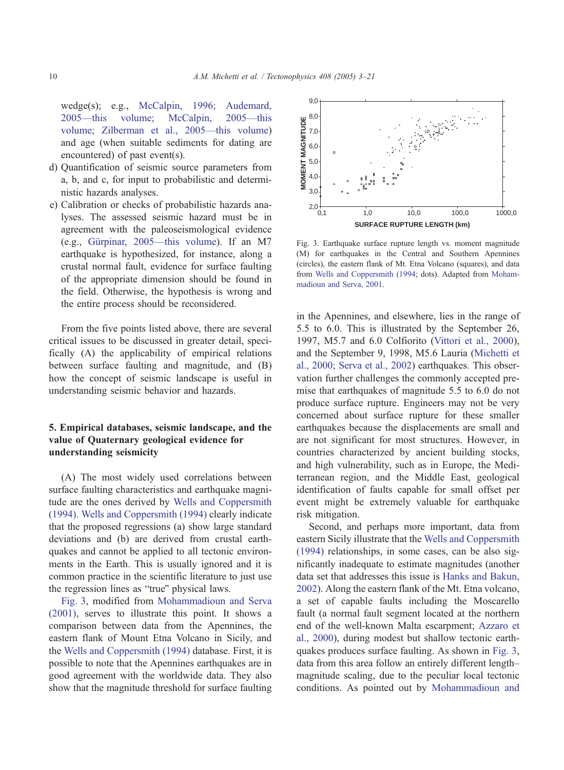wedge(s); e.g., McCalpin, 1996; Audemard, 2005—this volume; McCalpin, 2005—this volume; Zilberman et al., 2005—this volume) and age (when suitable sediments for dating are encountered) of past event(s).

d) Quantification of seismic source parameters from a, b, and c, for input to probabilistic and deterministic hazards analyses.
e) Calibration or checks of probabilistic hazards analyses. The assessed seismic hazard must be in agreement with the paleoseismological evidence (e.g., Gürpinar, 2005—this volume). If an M7 earthquake is hypothesized, for instance, along a crustal normal fault, evidence for surface faulting of the appropriate dimension should be found in the field. Otherwise, the hypothesis is wrong and the entire process should be reconsidered.

From the five points listed above, there are several critical issues to be discussed in greater detail, specifically (A) the applicability of empirical relations between surface faulting and magnitude, and (B) how the concept of seismic landscape is useful in understanding seismic behavior and hazards.

## 5. Empirical databases, seismic landscape, and the value of Quaternary geological evidence for understanding seismicity

(A) The most widely used correlations between surface faulting characteristics and earthquake magnitude are the ones derived by Wells and Coppersmith (1994). Wells and Coppersmith (1994) clearly indicate that the proposed regressions (a) show large standard deviations and (b) are derived from crustal earthquakes and cannot be applied to all tectonic environments in the Earth. This is usually ignored and it is common practice in the scientific literature to just use the regression lines as "true" physical laws.

Fig. 3, modified from Mohammadioun and Serva (2001), serves to illustrate this point. It shows a comparison between data from the Apennines, the eastern flank of Mount Etna Volcano in Sicily, and the Wells and Coppersmith (1994) database. First, it is possible to note that the Apennines earthquakes are in good agreement with the worldwide data. They also show that the magnitude threshold for surface faulting in the Apennines, and elsewhere, lies in the range of 5.5 to 6.0. This is illustrated by the September 26, 1997, M5.7 and 6.0 Colfiorito (Vittori et al., 2000), and the September 9, 1998, M5.6 Lauria (Michetti et al., 2000; Serva et al., 2002) earthquakes. This observation further challenges the commonly accepted premise that earthquakes of magnitude 5.5 to 6.0 do not produce surface rupture. Engineers may not be very concerned about surface rupture for these smaller earthquakes because the displacements are small and are not significant for most structures. However, in countries characterized by ancient building stocks, and high vulnerability, such as in Europe, the Mediterranean region, and the Middle East, geological identification of faults capable for small offset per event might be extremely valuable for earthquake risk mitigation.

Fig. 3. Earthquake surface rupture length vs. moment magnitude (M) for earthquakes in the Central and Southern Apennines (circles), the eastern flank of Mt. Etna Volcano (squares), and data from Wells and Coppersmith (1994; dots). Adapted from Mohammadioun and Serva, 2001.

Second, and perhaps more important, data from eastern Sicily illustrate that the Wells and Coppersmith (1994) relationships, in some cases, can be also significantly inadequate to estimate magnitudes (another data set that addresses this issue is Hanks and Bakun, 2002). Along the eastern flank of the Mt. Etna volcano, a set of capable faults including the Moscarello fault (a normal fault segment located at the northern end of the well-known Malta escarpment; Azzaro et al., 2000), during modest but shallow tectonic earthquakes produces surface faulting. As shown in Fig. 3, data from this area follow an entirely different length–magnitude scaling, due to the peculiar local tectonic conditions. As pointed out by Mohammadioun and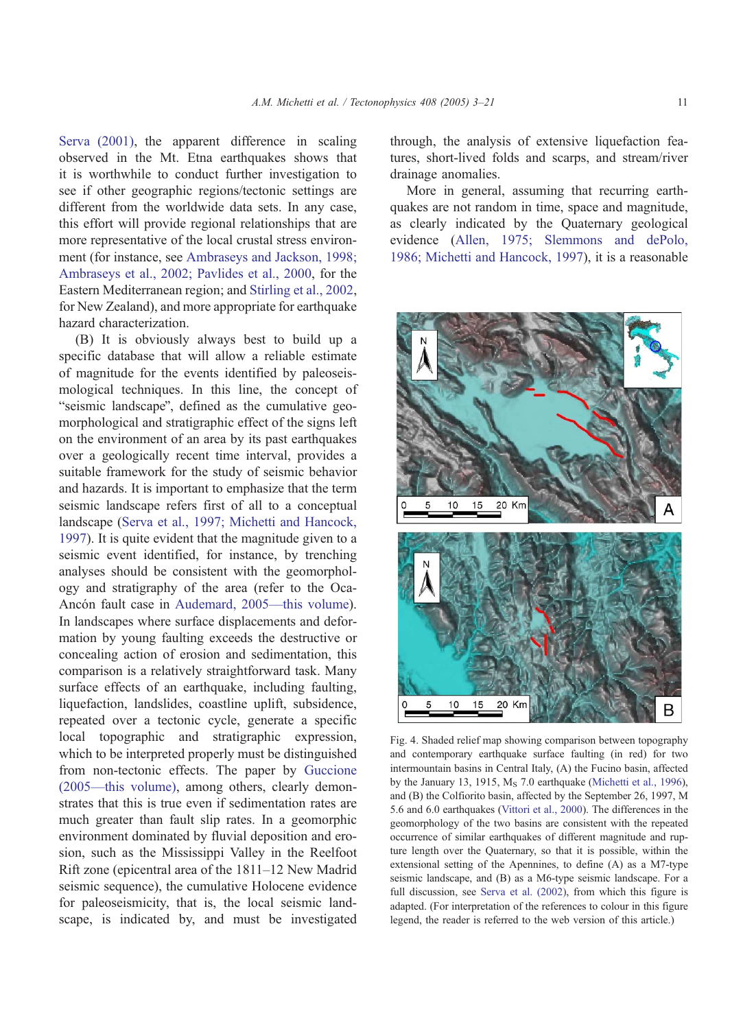Serva (2001), the apparent difference in scaling observed in the Mt. Etna earthquakes shows that it is worthwhile to conduct further investigation to see if other geographic regions/tectonic settings are different from the worldwide data sets. In any case, this effort will provide regional relationships that are more representative of the local crustal stress environment (for instance, see Ambraseys and Jackson, 1998; Ambraseys et al., 2002; Pavlides et al., 2000, for the Eastern Mediterranean region; and Stirling et al., 2002, for New Zealand), and more appropriate for earthquake hazard characterization.

(B) It is obviously always best to build up a specific database that will allow a reliable estimate of magnitude for the events identified by paleoseismological techniques. In this line, the concept of "seismic landscape", defined as the cumulative geomorphological and stratigraphic effect of the signs left on the environment of an area by its past earthquakes over a geologically recent time interval, provides a suitable framework for the study of seismic behavior and hazards. It is important to emphasize that the term seismic landscape refers first of all to a conceptual landscape (Serva et al., 1997; Michetti and Hancock, 1997). It is quite evident that the magnitude given to a seismic event identified, for instance, by trenching analyses should be consistent with the geomorphology and stratigraphy of the area (refer to the Oca-Ancón fault case in Audemard, 2005—this volume). In landscapes where surface displacements and deformation by young faulting exceeds the destructive or concealing action of erosion and sedimentation, this comparison is a relatively straightforward task. Many surface effects of an earthquake, including faulting, liquefaction, landslides, coastline uplift, subsidence, repeated over a tectonic cycle, generate a specific local topographic and stratigraphic expression, which to be interpreted properly must be distinguished from non-tectonic effects. The paper by Guccione (2005—this volume), among others, clearly demonstrates that this is true even if sedimentation rates are much greater than fault slip rates. In a geomorphic environment dominated by fluvial deposition and erosion, such as the Mississippi Valley in the Reelfoot Rift zone (epicentral area of the 1811–12 New Madrid seismic sequence), the cumulative Holocene evidence for paleoseismicity, that is, the local seismic landscape, is indicated by, and must be investigated through, the analysis of extensive liquefaction features, short-lived folds and scarps, and stream/river drainage anomalies.

More in general, assuming that recurring earthquakes are not random in time, space and magnitude, as clearly indicated by the Quaternary geological evidence (Allen, 1975; Slemmons and dePolo, 1986; Michetti and Hancock, 1997), it is a reasonable

Fig. 4. Shaded relief map showing comparison between topography and contemporary earthquake surface faulting (in red) for two intermountain basins in Central Italy, (A) the Fucino basin, affected by the January 13, 1915, $M_S$ 7.0 earthquake (Michetti et al., 1996), and (B) the Colfiorito basin, affected by the September 26, 1997, M 5.6 and 6.0 earthquakes (Vittori et al., 2000). The differences in the geomorphology of the two basins are consistent with the repeated occurrence of similar earthquakes of different magnitude and rupture length over the Quaternary, so that it is possible, within the extensional setting of the Apennines, to define (A) as a M7-type seismic landscape, and (B) as a M6-type seismic landscape. For a full discussion, see Serva et al. (2002), from which this figure is adapted. (For interpretation of the references to colour in this figure legend, the reader is referred to the web version of this article.)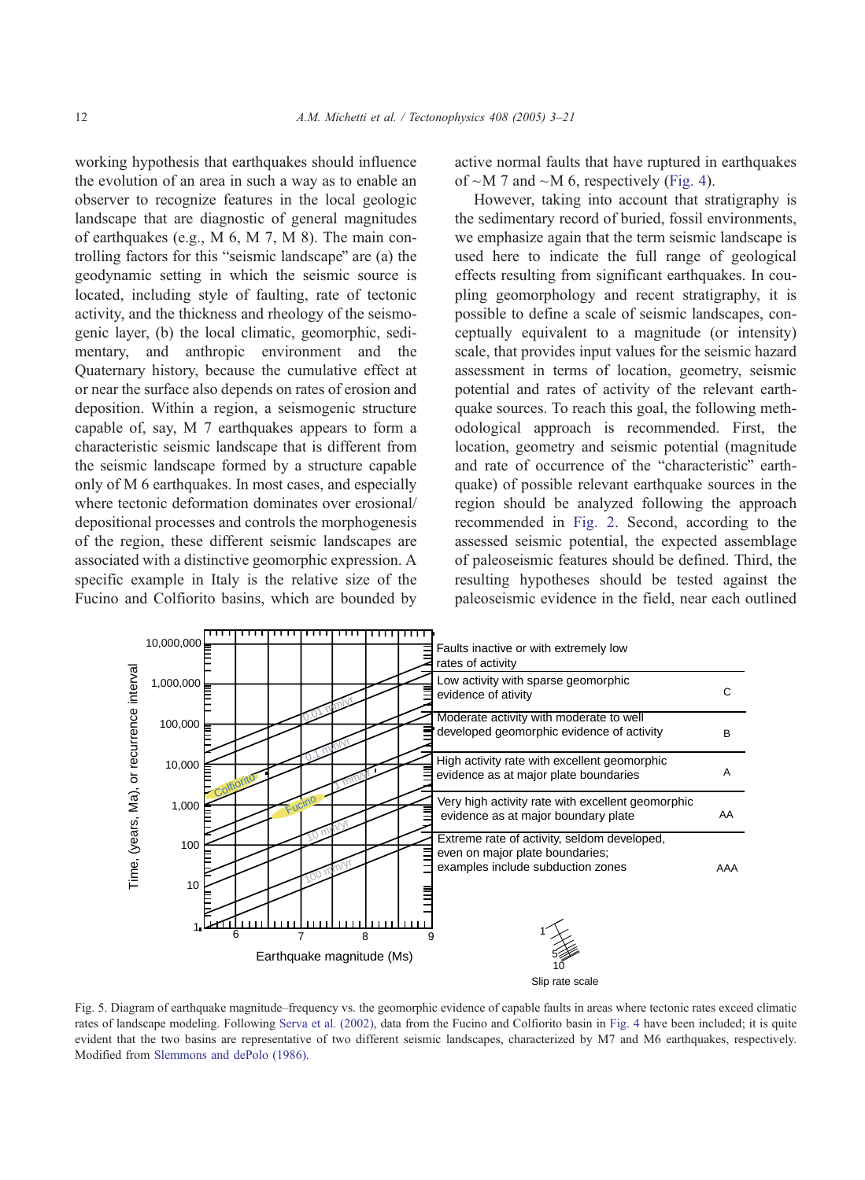working hypothesis that earthquakes should influence the evolution of an area in such a way as to enable an observer to recognize features in the local geologic landscape that are diagnostic of general magnitudes of earthquakes (e.g., M 6, M 7, M 8). The main controlling factors for this "seismic landscape" are (a) the geodynamic setting in which the seismic source is located, including style of faulting, rate of tectonic activity, and the thickness and rheology of the seismogenic layer, (b) the local climatic, geomorphic, sedimentary, and anthropic environment and the Quaternary history, because the cumulative effect at or near the surface also depends on rates of erosion and deposition. Within a region, a seismogenic structure capable of, say, M 7 earthquakes appears to form a characteristic seismic landscape that is different from the seismic landscape formed by a structure capable only of M 6 earthquakes. In most cases, and especially where tectonic deformation dominates over erosional/depositional processes and controls the morphogenesis of the region, these different seismic landscapes are associated with a distinctive geomorphic expression. A specific example in Italy is the relative size of the Fucino and Colfiorito basins, which are bounded by active normal faults that have ruptured in earthquakes of ~M 7 and ~M 6, respectively (Fig. 4).

However, taking into account that stratigraphy is the sedimentary record of buried, fossil environments, we emphasize again that the term seismic landscape is used here to indicate the full range of geological effects resulting from significant earthquakes. In coupling geomorphology and recent stratigraphy, it is possible to define a scale of seismic landscapes, conceptually equivalent to a magnitude (or intensity) scale, that provides input values for the seismic hazard assessment in terms of location, geometry, seismic potential and rates of activity of the relevant earthquake sources. To reach this goal, the following methodological approach is recommended. First, the location, geometry and seismic potential (magnitude and rate of occurrence of the "characteristic" earthquake) of possible relevant earthquake sources in the region should be analyzed following the approach recommended in Fig. 2. Second, according to the assessed seismic potential, the expected assemblage of paleoseismic features should be defined. Third, the resulting hypotheses should be tested against the paleoseismic evidence in the field, near each outlined

Fig. 5. Diagram of earthquake magnitude–frequency vs. the geomorphic evidence of capable faults in areas where tectonic rates exceed climatic rates of landscape modeling. Following Serva et al. (2002), data from the Fucino and Colfiorito basin in Fig. 4 have been included; it is quite evident that the two basins are representative of two different seismic landscapes, characterized by M7 and M6 earthquakes, respectively. Modified from Slemmons and dePolo (1986).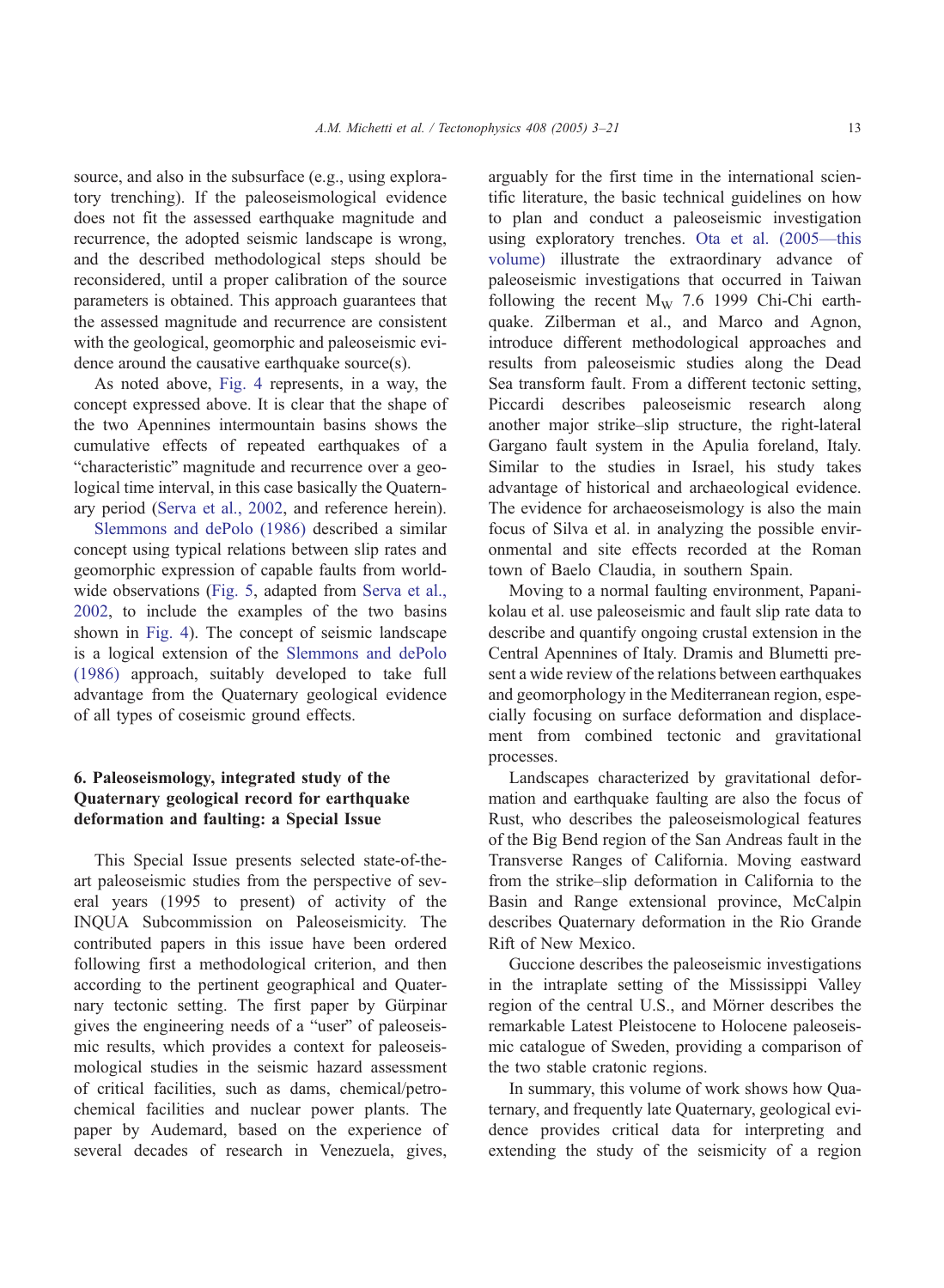source, and also in the subsurface (e.g., using exploratory trenching). If the paleoseismological evidence does not fit the assessed earthquake magnitude and recurrence, the adopted seismic landscape is wrong, and the described methodological steps should be reconsidered, until a proper calibration of the source parameters is obtained. This approach guarantees that the assessed magnitude and recurrence are consistent with the geological, geomorphic and paleoseismic evidence around the causative earthquake source(s).

As noted above, Fig. 4 represents, in a way, the concept expressed above. It is clear that the shape of the two Apennines intermountain basins shows the cumulative effects of repeated earthquakes of a "characteristic" magnitude and recurrence over a geological time interval, in this case basically the Quaternary period (Serva et al., 2002, and reference herein).

Slemmons and dePolo (1986) described a similar concept using typical relations between slip rates and geomorphic expression of capable faults from worldwide observations (Fig. 5, adapted from Serva et al., 2002, to include the examples of the two basins shown in Fig. 4). The concept of seismic landscape is a logical extension of the Slemmons and dePolo (1986) approach, suitably developed to take full advantage from the Quaternary geological evidence of all types of coseismic ground effects.

## 6. Paleoseismology, integrated study of the Quaternary geological record for earthquake deformation and faulting: a Special Issue

This Special Issue presents selected state-of-the-art paleoseismic studies from the perspective of several years (1995 to present) of activity of the INQUA Subcommission on Paleoseismicity. The contributed papers in this issue have been ordered following first a methodological criterion, and then according to the pertinent geographical and Quaternary tectonic setting. The first paper by Gürpinar gives the engineering needs of a "user" of paleoseismic results, which provides a context for paleoseismological studies in the seismic hazard assessment of critical facilities, such as dams, chemical/petrochemical facilities and nuclear power plants. The paper by Audemard, based on the experience of several decades of research in Venezuela, gives, arguably for the first time in the international scientific literature, the basic technical guidelines on how to plan and conduct a paleoseismic investigation using exploratory trenches. Ota et al. (2005—this volume) illustrate the extraordinary advance of paleoseismic investigations that occurred in Taiwan following the recent $M_W$ 7.6 1999 Chi-Chi earthquake. Zilberman et al., and Marco and Agnon, introduce different methodological approaches and results from paleoseismic studies along the Dead Sea transform fault. From a different tectonic setting, Piccardi describes paleoseismic research along another major strike–slip structure, the right-lateral Gargano fault system in the Apulia foreland, Italy. Similar to the studies in Israel, his study takes advantage of historical and archaeological evidence. The evidence for archaeoseismology is also the main focus of Silva et al. in analyzing the possible environmental and site effects recorded at the Roman town of Baelo Claudia, in southern Spain.

Moving to a normal faulting environment, Papanikolau et al. use paleoseismic and fault slip rate data to describe and quantify ongoing crustal extension in the Central Apennines of Italy. Dramis and Blumetti present a wide review of the relations between earthquakes and geomorphology in the Mediterranean region, especially focusing on surface deformation and displacement from combined tectonic and gravitational processes.

Landscapes characterized by gravitational deformation and earthquake faulting are also the focus of Rust, who describes the paleoseismological features of the Big Bend region of the San Andreas fault in the Transverse Ranges of California. Moving eastward from the strike–slip deformation in California to the Basin and Range extensional province, McCalpin describes Quaternary deformation in the Rio Grande Rift of New Mexico.

Guccione describes the paleoseismic investigations in the intraplate setting of the Mississippi Valley region of the central U.S., and Mörner describes the remarkable Latest Pleistocene to Holocene paleoseismic catalogue of Sweden, providing a comparison of the two stable cratonic regions.

In summary, this volume of work shows how Quaternary, and frequently late Quaternary, geological evidence provides critical data for interpreting and extending the study of the seismicity of a region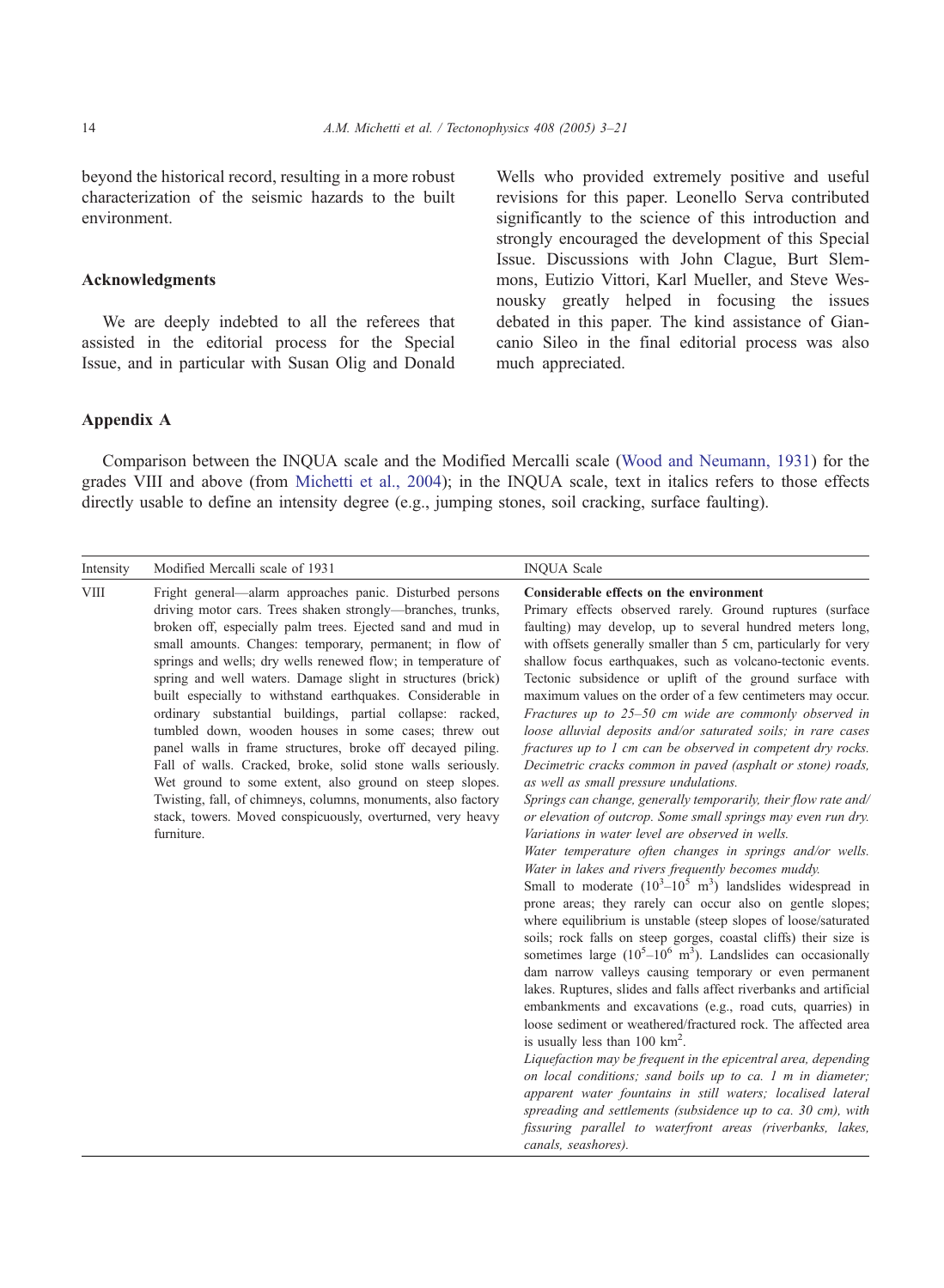beyond the historical record, resulting in a more robust characterization of the seismic hazards to the built environment.

## Acknowledgments

We are deeply indebted to all the referees that assisted in the editorial process for the Special Issue, and in particular with Susan Olig and Donald Wells who provided extremely positive and useful revisions for this paper. Leonello Serva contributed significantly to the science of this introduction and strongly encouraged the development of this Special Issue. Discussions with John Clague, Burt Slemmons, Eutizio Vittori, Karl Mueller, and Steve Wesnousky greatly helped in focusing the issues debated in this paper. The kind assistance of Giancanio Sileo in the final editorial process was also much appreciated.

## Appendix A

Comparison between the INQUA scale and the Modified Mercalli scale (Wood and Neumann, 1931) for the grades VIII and above (from Michetti et al., 2004); in the INQUA scale, text in italics refers to those effects directly usable to define an intensity degree (e.g., jumping stones, soil cracking, surface faulting).

| Intensity | Modified Mercalli scale of 1931 | INQUA Scale |
| --- | --- | --- |
| VIII | Fright general—alarm approaches panic. Disturbed persons driving motor cars. Trees shaken strongly—branches, trunks, broken off, especially palm trees. Ejected sand and mud in small amounts. Changes: temporary, permanent; in flow of springs and wells; dry wells renewed flow; in temperature of spring and well waters. Damage slight in structures (brick) built especially to withstand earthquakes. Considerable in ordinary substantial buildings, partial collapse: racked, tumbled down, wooden houses in some cases; threw out panel walls in frame structures, broke off decayed piling. Fall of walls. Cracked, broke, solid stone walls seriously. Wet ground to some extent, also ground on steep slopes. Twisting, fall, of chimneys, columns, monuments, also factory stack, towers. Moved conspicuously, overturned, very heavy furniture. | **Considerable effects on the environment**<br>Primary effects observed rarely. Ground ruptures (surface faulting) may develop, up to several hundred meters long, with offsets generally smaller than 5 cm, particularly for very shallow focus earthquakes, such as volcano-tectonic events. Tectonic subsidence or uplift of the ground surface with maximum values on the order of a few centimeters may occur.<br>*Fractures up to 25–50 cm wide are commonly observed in loose alluvial deposits and/or saturated soils; in rare cases fractures up to 1 cm can be observed in competent dry rocks. Decimetric cracks common in paved (asphalt or stone) roads, as well as small pressure undulations.*<br>*Springs can change, generally temporarily, their flow rate and/or elevation of outcrop. Some small springs may even run dry. Variations in water level are observed in wells.*<br>*Water temperature often changes in springs and/or wells. Water in lakes and rivers frequently becomes muddy.*<br>Small to moderate ($10^3$–$10^5$ $m^3$) landslides widespread in prone areas; they rarely can occur also on gentle slopes; where equilibrium is unstable (steep slopes of loose/saturated soils; rock falls on steep gorges, coastal cliffs) their size is sometimes large ($10^5$–$10^6$ $m^3$). Landslides can occasionally dam narrow valleys causing temporary or even permanent lakes. Ruptures, slides and falls affect riverbanks and artificial embankments and excavations (e.g., road cuts, quarries) in loose sediment or weathered/fractured rock. The affected area is usually less than 100 $km^2$.<br>*Liquefaction may be frequent in the epicentral area, depending on local conditions; sand boils up to ca. 1 m in diameter; apparent water fountains in still waters; localised lateral spreading and settlements (subsidence up to ca. 30 cm), with fissuring parallel to waterfront areas (riverbanks, lakes, canals, seashores).* |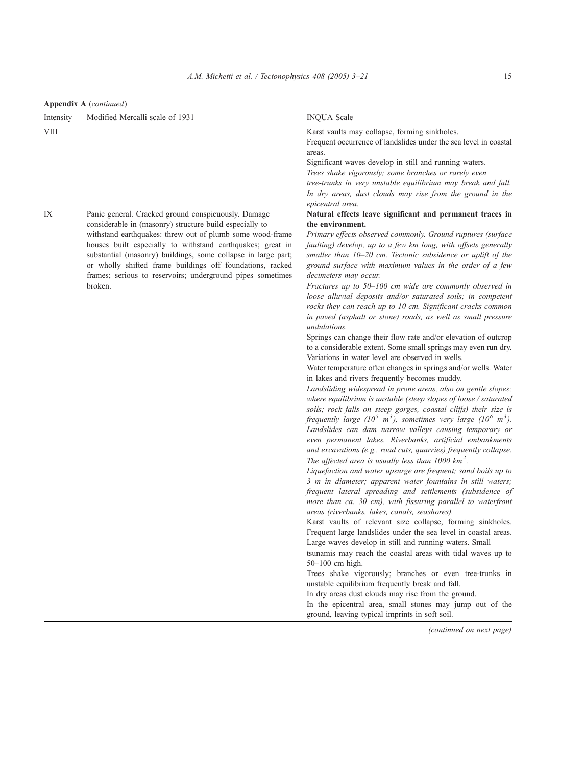**Appendix A** (*continued*)

| Intensity | Modified Mercalli scale of 1931 | INQUA Scale |
|---|---|---|
| VIII | | Karst vaults may collapse, forming sinkholes.<br>Frequent occurrence of landslides under the sea level in coastal areas.<br>Significant waves develop in still and running waters.<br>*Trees shake vigorously; some branches or rarely even tree-trunks in very unstable equilibrium may break and fall.*<br>*In dry areas, dust clouds may rise from the ground in the epicentral area.* |
| IX | Panic general. Cracked ground conspicuously. Damage considerable in (masonry) structure build especially to withstand earthquakes: threw out of plumb some wood-frame houses built especially to withstand earthquakes; great in substantial (masonry) buildings, some collapse in large part; or wholly shifted frame buildings off foundations, racked frames; serious to reservoirs; underground pipes sometimes broken. | **Natural effects leave significant and permanent traces in the environment.**<br>*Primary effects observed commonly. Ground ruptures (surface faulting) develop, up to a few km long, with offsets generally smaller than 10–20 cm. Tectonic subsidence or uplift of the ground surface with maximum values in the order of a few decimeters may occur.*<br>*Fractures up to 50–100 cm wide are commonly observed in loose alluvial deposits and/or saturated soils; in competent rocks they can reach up to 10 cm. Significant cracks common in paved (asphalt or stone) roads, as well as small pressure undulations.*<br>Springs can change their flow rate and/or elevation of outcrop to a considerable extent. Some small springs may even run dry. Variations in water level are observed in wells.<br>Water temperature often changes in springs and/or wells. Water in lakes and rivers frequently becomes muddy.<br>*Landsliding widespread in prone areas, also on gentle slopes; where equilibrium is unstable (steep slopes of loose / saturated soils; rock falls on steep gorges, coastal cliffs) their size is frequently large ($10^5$ $m^3$), sometimes very large ($10^6$ $m^3$). Landslides can dam narrow valleys causing temporary or even permanent lakes. Riverbanks, artificial embankments and excavations (e.g., road cuts, quarries) frequently collapse. The affected area is usually less than 1000 $km^2$.*<br>*Liquefaction and water upsurge are frequent; sand boils up to 3 m in diameter; apparent water fountains in still waters; frequent lateral spreading and settlements (subsidence of more than ca. 30 cm), with fissuring parallel to waterfront areas (riverbanks, lakes, canals, seashores).*<br>Karst vaults of relevant size collapse, forming sinkholes. Frequent large landslides under the sea level in coastal areas.<br>Large waves develop in still and running waters. Small tsunamis may reach the coastal areas with tidal waves up to 50–100 cm high.<br>Trees shake vigorously; branches or even tree-trunks in unstable equilibrium frequently break and fall.<br>In dry areas dust clouds may rise from the ground.<br>In the epicentral area, small stones may jump out of the ground, leaving typical imprints in soft soil. |

(*continued on next page*)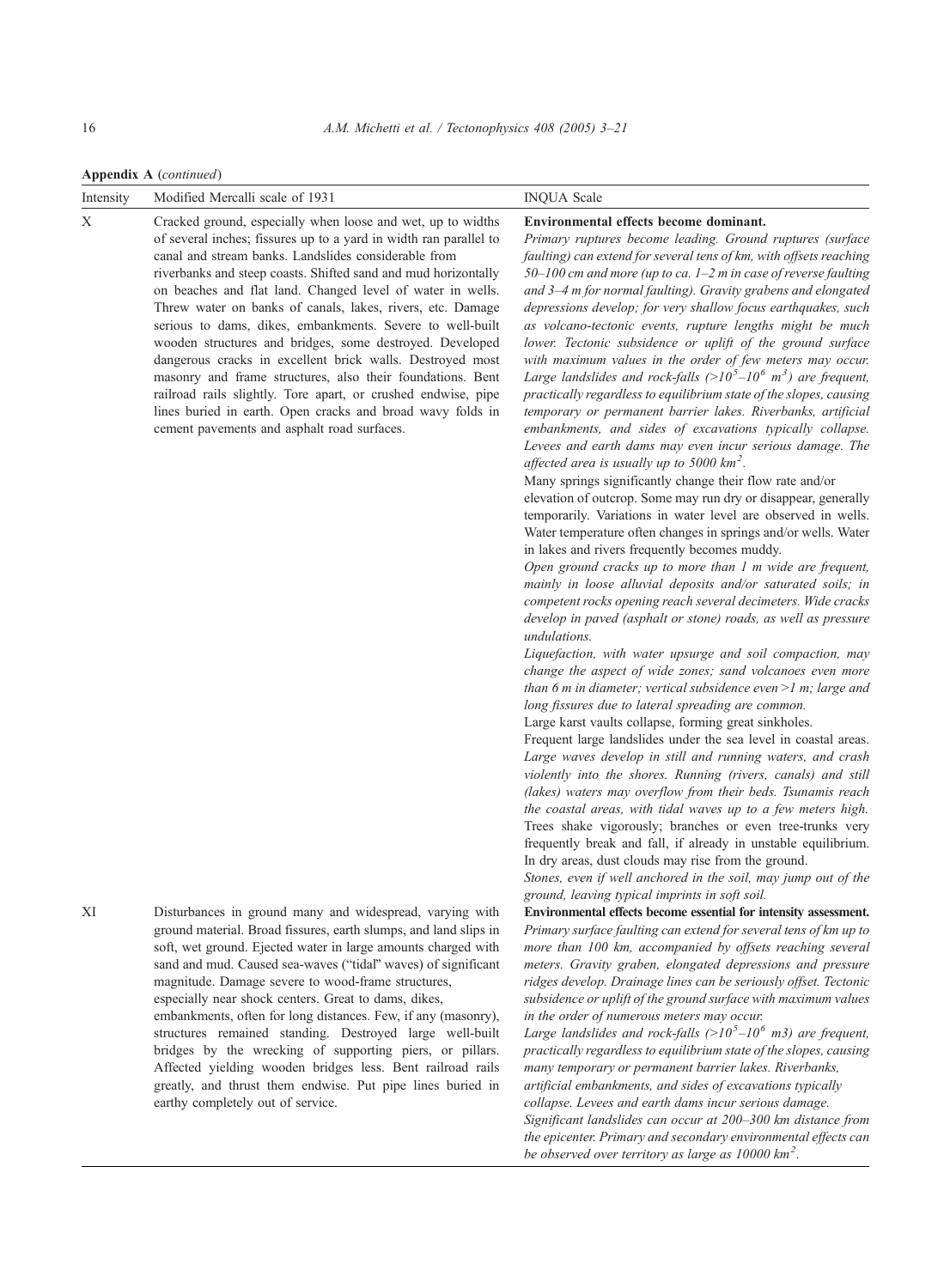**Appendix A** (*continued*)

| Intensity | Modified Mercalli scale of 1931 | INQUA Scale |
| --- | --- | --- |
| X | Cracked ground, especially when loose and wet, up to widths of several inches; fissures up to a yard in width ran parallel to canal and stream banks. Landslides considerable from riverbanks and steep coasts. Shifted sand and mud horizontally on beaches and flat land. Changed level of water in wells. Threw water on banks of canals, lakes, rivers, etc. Damage serious to dams, dikes, embankments. Severe to well-built wooden structures and bridges, some destroyed. Developed dangerous cracks in excellent brick walls. Destroyed most masonry and frame structures, also their foundations. Bent railroad rails slightly. Tore apart, or crushed endwise, pipe lines buried in earth. Open cracks and broad wavy folds in cement pavements and asphalt road surfaces. | **Environmental effects become dominant.** *Primary ruptures become leading. Ground ruptures (surface faulting) can extend for several tens of km, with offsets reaching 50–100 cm and more (up to ca. 1–2 m in case of reverse faulting and 3–4 m for normal faulting). Gravity grabens and elongated depressions develop; for very shallow focus earthquakes, such as volcano-tectonic events, rupture lengths might be much lower. Tectonic subsidence or uplift of the ground surface with maximum values in the order of few meters may occur. Large landslides and rock-falls (>$10^5$–$10^6$ $m^3$) are frequent, practically regardless to equilibrium state of the slopes, causing temporary or permanent barrier lakes. Riverbanks, artificial embankments, and sides of excavations typically collapse. Levees and earth dams may even incur serious damage. The affected area is usually up to 5000 $km^2$.* <br>Many springs significantly change their flow rate and/or elevation of outcrop. Some may run dry or disappear, generally temporarily. Variations in water level are observed in wells. Water temperature often changes in springs and/or wells. Water in lakes and rivers frequently becomes muddy. <br>*Open ground cracks up to more than 1 m wide are frequent, mainly in loose alluvial deposits and/or saturated soils; in competent rocks opening reach several decimeters. Wide cracks develop in paved (asphalt or stone) roads, as well as pressure undulations.* <br>*Liquefaction, with water upsurge and soil compaction, may change the aspect of wide zones; sand volcanoes even more than 6 m in diameter; vertical subsidence even >1 m; large and long fissures due to lateral spreading are common.* <br>Large karst vaults collapse, forming great sinkholes. <br>Frequent large landslides under the sea level in coastal areas. <br>*Large waves develop in still and running waters, and crash violently into the shores. Running (rivers, canals) and still (lakes) waters may overflow from their beds. Tsunamis reach the coastal areas, with tidal waves up to a few meters high.* <br>Trees shake vigorously; branches or even tree-trunks very frequently break and fall, if already in unstable equilibrium. <br>In dry areas, dust clouds may rise from the ground. <br>*Stones, even if well anchored in the soil, may jump out of the ground, leaving typical imprints in soft soil.* |
| XI | Disturbances in ground many and widespread, varying with ground material. Broad fissures, earth slumps, and land slips in soft, wet ground. Ejected water in large amounts charged with sand and mud. Caused sea-waves ("tidal" waves) of significant magnitude. Damage severe to wood-frame structures, especially near shock centers. Great to dams, dikes, embankments, often for long distances. Few, if any (masonry), structures remained standing. Destroyed large well-built bridges by the wrecking of supporting piers, or pillars. Affected yielding wooden bridges less. Bent railroad rails greatly, and thrust them endwise. Put pipe lines buried in earthy completely out of service. | **Environmental effects become essential for intensity assessment.** *Primary surface faulting can extend for several tens of km up to more than 100 km, accompanied by offsets reaching several meters. Gravity graben, elongated depressions and pressure ridges develop. Drainage lines can be seriously offset. Tectonic subsidence or uplift of the ground surface with maximum values in the order of numerous meters may occur.* <br>*Large landslides and rock-falls (>$10^5$–$10^6$ m3) are frequent, practically regardless to equilibrium state of the slopes, causing many temporary or permanent barrier lakes. Riverbanks, artificial embankments, and sides of excavations typically collapse. Levees and earth dams incur serious damage. Significant landslides can occur at 200–300 km distance from the epicenter. Primary and secondary environmental effects can be observed over territory as large as 10000 $km^2$.* |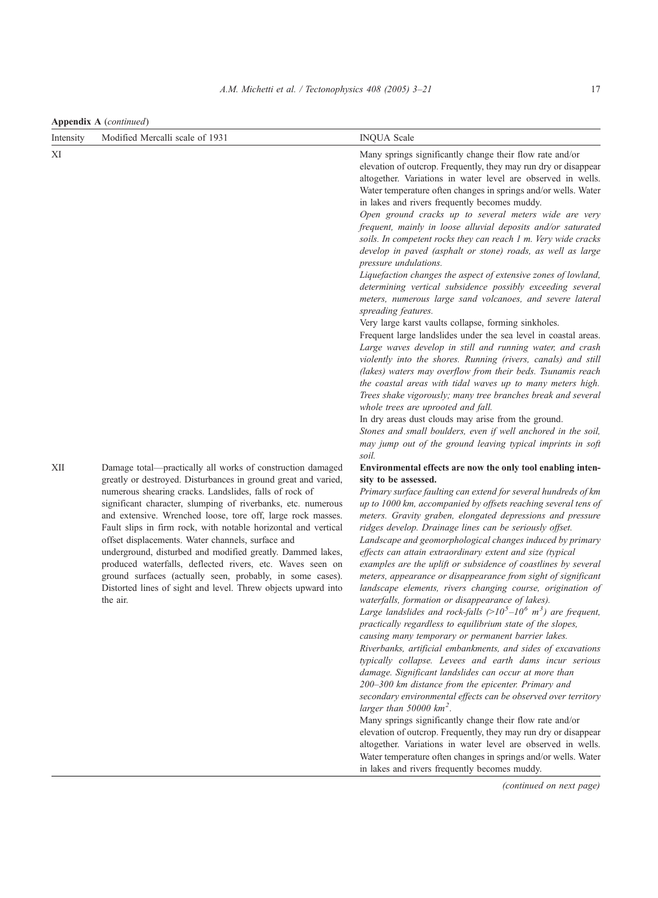**Appendix A** (*continued*)

| Intensity | Modified Mercalli scale of 1931 | INQUA Scale |
|---|---|---|
| XI | | Many springs significantly change their flow rate and/or elevation of outcrop. Frequently, they may run dry or disappear altogether. Variations in water level are observed in wells. Water temperature often changes in springs and/or wells. Water in lakes and rivers frequently becomes muddy. *Open ground cracks up to several meters wide are very frequent, mainly in loose alluvial deposits and/or saturated soils. In competent rocks they can reach 1 m. Very wide cracks develop in paved (asphalt or stone) roads, as well as large pressure undulations.* *Liquefaction changes the aspect of extensive zones of lowland, determining vertical subsidence possibly exceeding several meters, numerous large sand volcanoes, and severe lateral spreading features.* Very large karst vaults collapse, forming sinkholes. Frequent large landslides under the sea level in coastal areas. *Large waves develop in still and running water, and crash violently into the shores. Running (rivers, canals) and still (lakes) waters may overflow from their beds. Tsunamis reach the coastal areas with tidal waves up to many meters high.* *Trees shake vigorously; many tree branches break and several whole trees are uprooted and fall.* In dry areas dust clouds may arise from the ground. *Stones and small boulders, even if well anchored in the soil, may jump out of the ground leaving typical imprints in soft soil.* |
| XII | Damage total—practically all works of construction damaged greatly or destroyed. Disturbances in ground great and varied, numerous shearing cracks. Landslides, falls of rock of significant character, slumping of riverbanks, etc. numerous and extensive. Wrenched loose, tore off, large rock masses. Fault slips in firm rock, with notable horizontal and vertical offset displacements. Water channels, surface and underground, disturbed and modified greatly. Dammed lakes, produced waterfalls, deflected rivers, etc. Waves seen on ground surfaces (actually seen, probably, in some cases). Distorted lines of sight and level. Threw objects upward into the air. | **Environmental effects are now the only tool enabling intensity to be assessed.** *Primary surface faulting can extend for several hundreds of km up to 1000 km, accompanied by offsets reaching several tens of meters. Gravity graben, elongated depressions and pressure ridges develop. Drainage lines can be seriously offset.* *Landscape and geomorphological changes induced by primary effects can attain extraordinary extent and size (typical examples are the uplift or subsidence of coastlines by several meters, appearance or disappearance from sight of significant landscape elements, rivers changing course, origination of waterfalls, formation or disappearance of lakes).* *Large landslides and rock-falls (>$10^5$–$10^6$ $m^3$) are frequent, practically regardless to equilibrium state of the slopes, causing many temporary or permanent barrier lakes.* *Riverbanks, artificial embankments, and sides of excavations typically collapse. Levees and earth dams incur serious damage. Significant landslides can occur at more than 200–300 km distance from the epicenter. Primary and secondary environmental effects can be observed over territory larger than 50000 $km^2$.* Many springs significantly change their flow rate and/or elevation of outcrop. Frequently, they may run dry or disappear altogether. Variations in water level are observed in wells. Water temperature often changes in springs and/or wells. Water in lakes and rivers frequently becomes muddy. |

*(continued on next page)*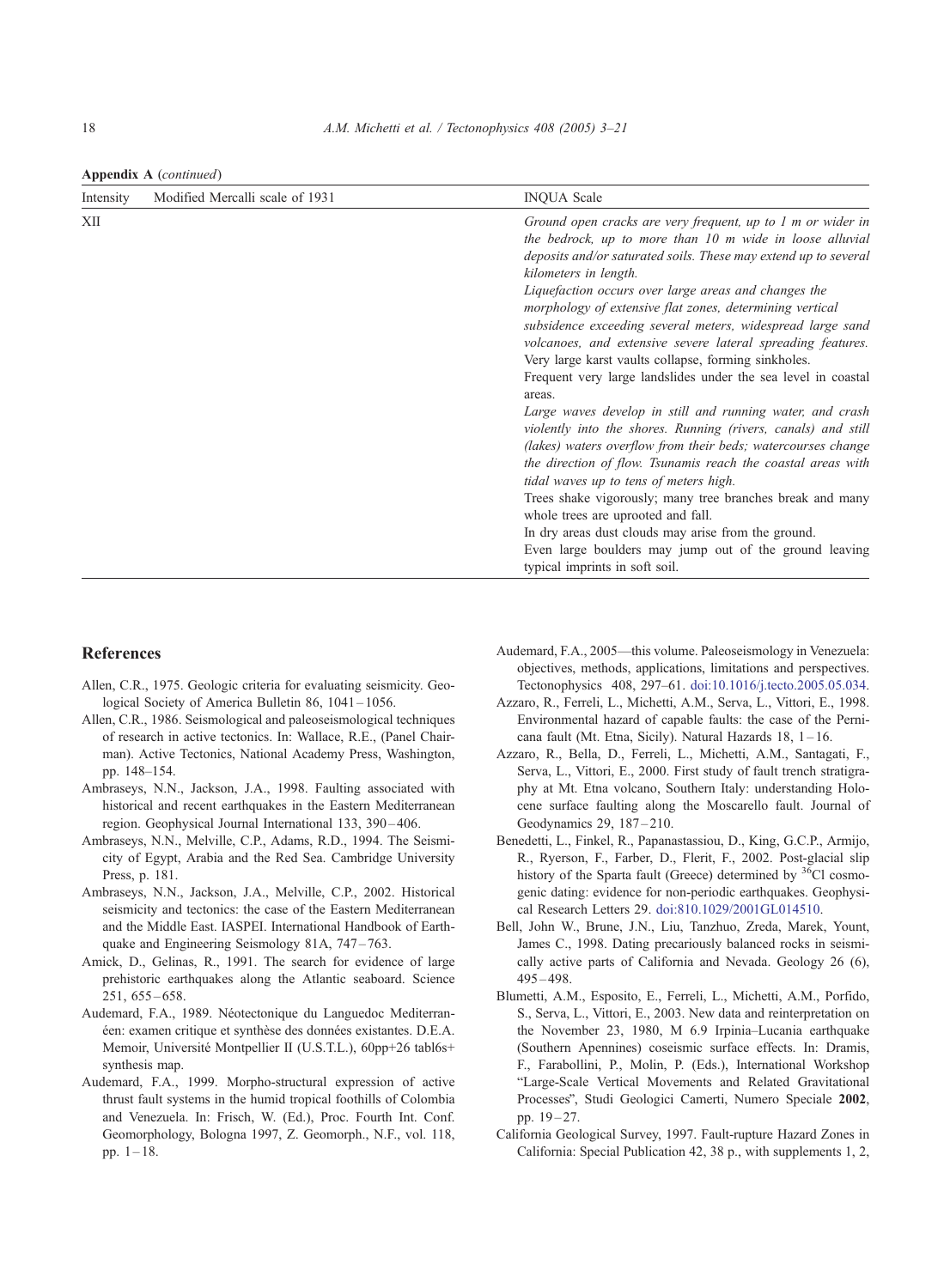**Appendix A** (*continued*)

| Intensity | Modified Mercalli scale of 1931 | INQUA Scale |
|---|---|---|
| XII | | *Ground open cracks are very frequent, up to 1 m or wider in the bedrock, up to more than 10 m wide in loose alluvial deposits and/or saturated soils. These may extend up to several kilometers in length.* *Liquefaction occurs over large areas and changes the morphology of extensive flat zones, determining vertical subsidence exceeding several meters, widespread large sand volcanoes, and extensive severe lateral spreading features.* Very large karst vaults collapse, forming sinkholes. Frequent very large landslides under the sea level in coastal areas. *Large waves develop in still and running water, and crash violently into the shores. Running (rivers, canals) and still (lakes) waters overflow from their beds; watercourses change the direction of flow. Tsunamis reach the coastal areas with tidal waves up to tens of meters high.* Trees shake vigorously; many tree branches break and many whole trees are uprooted and fall. In dry areas dust clouds may arise from the ground. Even large boulders may jump out of the ground leaving typical imprints in soft soil. |

## References

Allen, C.R., 1975. Geologic criteria for evaluating seismicity. Geological Society of America Bulletin 86, 1041–1056.

Allen, C.R., 1986. Seismological and paleoseismological techniques of research in active tectonics. In: Wallace, R.E., (Panel Chairman). Active Tectonics, National Academy Press, Washington, pp. 148–154.

Ambraseys, N.N., Jackson, J.A., 1998. Faulting associated with historical and recent earthquakes in the Eastern Mediterranean region. Geophysical Journal International 133, 390–406.

Ambraseys, N.N., Melville, C.P., Adams, R.D., 1994. The Seismicity of Egypt, Arabia and the Red Sea. Cambridge University Press, p. 181.

Ambraseys, N.N., Jackson, J.A., Melville, C.P., 2002. Historical seismicity and tectonics: the case of the Eastern Mediterranean and the Middle East. IASPEI. International Handbook of Earthquake and Engineering Seismology 81A, 747–763.

Amick, D., Gelinas, R., 1991. The search for evidence of large prehistoric earthquakes along the Atlantic seaboard. Science 251, 655–658.

Audemard, F.A., 1989. Néotectonique du Languedoc Mediterranéen: examen critique et synthèse des données existantes. D.E.A. Memoir, Université Montpellier II (U.S.T.L.), 60pp+26 tabl6s+ synthesis map.

Audemard, F.A., 1999. Morpho-structural expression of active thrust fault systems in the humid tropical foothills of Colombia and Venezuela. In: Frisch, W. (Ed.), Proc. Fourth Int. Conf. Geomorphology, Bologna 1997, Z. Geomorph., N.F., vol. 118, pp. 1–18.

Audemard, F.A., 2005—this volume. Paleoseismology in Venezuela: objectives, methods, applications, limitations and perspectives. Tectonophysics 408, 297–61. doi:10.1016/j.tecto.2005.05.034.

Azzaro, R., Ferreli, L., Michetti, A.M., Serva, L., Vittori, E., 1998. Environmental hazard of capable faults: the case of the Pernicana fault (Mt. Etna, Sicily). Natural Hazards 18, 1–16.

Azzaro, R., Bella, D., Ferreli, L., Michetti, A.M., Santagati, F., Serva, L., Vittori, E., 2000. First study of fault trench stratigraphy at Mt. Etna volcano, Southern Italy: understanding Holocene surface faulting along the Moscarello fault. Journal of Geodynamics 29, 187–210.

Benedetti, L., Finkel, R., Papanastassiou, D., King, G.C.P., Armijo, R., Ryerson, F., Farber, D., Flerit, F., 2002. Post-glacial slip history of the Sparta fault (Greece) determined by $^{36}$Cl cosmogenic dating: evidence for non-periodic earthquakes. Geophysical Research Letters 29. doi:810.1029/2001GL014510.

Bell, John W., Brune, J.N., Liu, Tanzhuo, Zreda, Marek, Yount, James C., 1998. Dating precariously balanced rocks in seismically active parts of California and Nevada. Geology 26 (6), 495–498.

Blumetti, A.M., Esposito, E., Ferreli, L., Michetti, A.M., Porfido, S., Serva, L., Vittori, E., 2003. New data and reinterpretation on the November 23, 1980, M 6.9 Irpinia–Lucania earthquake (Southern Apennines) coseismic surface effects. In: Dramis, F., Farabollini, P., Molin, P. (Eds.), International Workshop "Large-Scale Vertical Movements and Related Gravitational Processes", Studi Geologici Camerti, Numero Speciale **2002**, pp. 19–27.

California Geological Survey, 1997. Fault-rupture Hazard Zones in California: Special Publication 42, 38 p., with supplements 1, 2,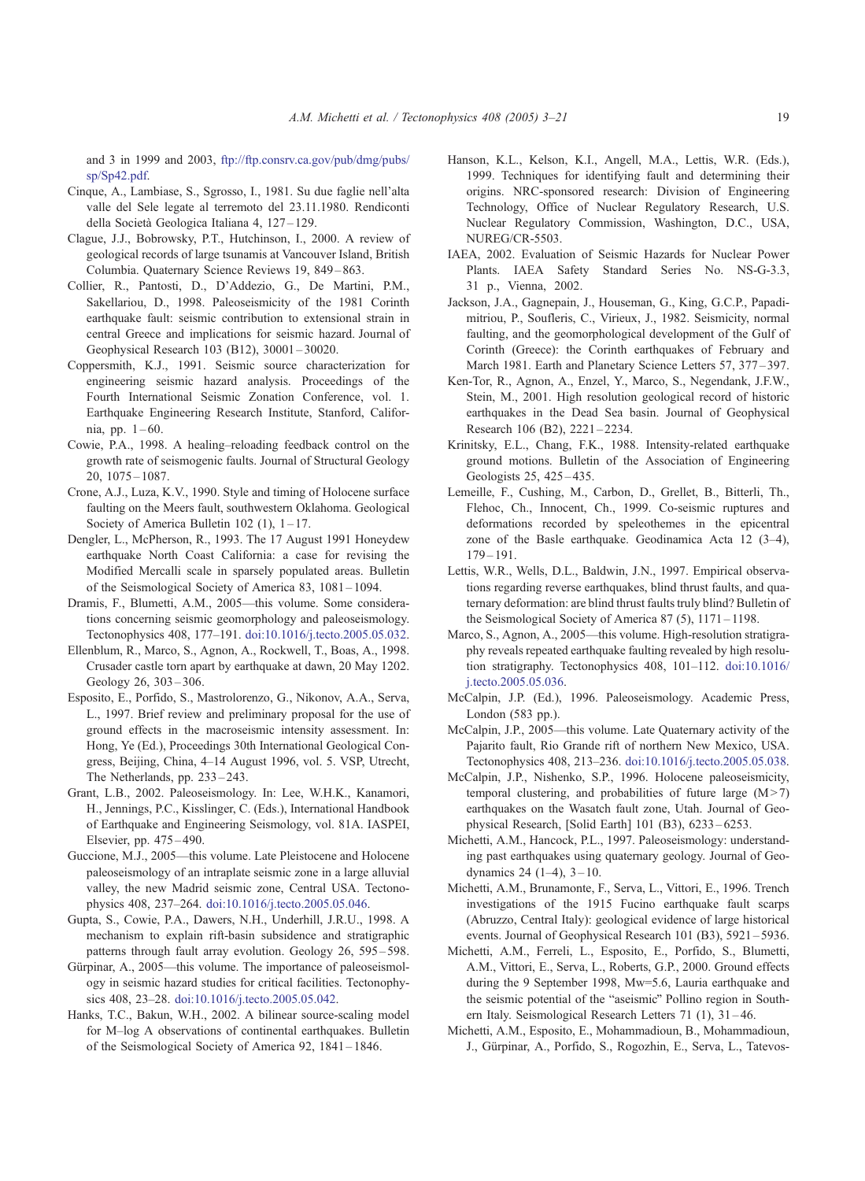and 3 in 1999 and 2003, ftp://ftp.consrv.ca.gov/pub/dmg/pubs/sp/Sp42.pdf.

Cinque, A., Lambiase, S., Sgrosso, I., 1981. Su due faglie nell'alta valle del Sele legate al terremoto del 23.11.1980. Rendiconti della Società Geologica Italiana 4, 127–129.

Clague, J.J., Bobrowsky, P.T., Hutchinson, I., 2000. A review of geological records of large tsunamis at Vancouver Island, British Columbia. Quaternary Science Reviews 19, 849–863.

Collier, R., Pantosti, D., D'Addezio, G., De Martini, P.M., Sakellariou, D., 1998. Paleoseismicity of the 1981 Corinth earthquake fault: seismic contribution to extensional strain in central Greece and implications for seismic hazard. Journal of Geophysical Research 103 (B12), 30001–30020.

Coppersmith, K.J., 1991. Seismic source characterization for engineering seismic hazard analysis. Proceedings of the Fourth International Seismic Zonation Conference, vol. 1. Earthquake Engineering Research Institute, Stanford, California, pp. 1–60.

Cowie, P.A., 1998. A healing–reloading feedback control on the growth rate of seismogenic faults. Journal of Structural Geology 20, 1075–1087.

Crone, A.J., Luza, K.V., 1990. Style and timing of Holocene surface faulting on the Meers fault, southwestern Oklahoma. Geological Society of America Bulletin 102 (1), 1–17.

Dengler, L., McPherson, R., 1993. The 17 August 1991 Honeydew earthquake North Coast California: a case for revising the Modified Mercalli scale in sparsely populated areas. Bulletin of the Seismological Society of America 83, 1081–1094.

Dramis, F., Blumetti, A.M., 2005—this volume. Some considerations concerning seismic geomorphology and paleoseismology. Tectonophysics 408, 177–191. doi:10.1016/j.tecto.2005.05.032.

Ellenblum, R., Marco, S., Agnon, A., Rockwell, T., Boas, A., 1998. Crusader castle torn apart by earthquake at dawn, 20 May 1202. Geology 26, 303–306.

Esposito, E., Porfido, S., Mastrolorenzo, G., Nikonov, A.A., Serva, L., 1997. Brief review and preliminary proposal for the use of ground effects in the macroseismic intensity assessment. In: Hong, Ye (Ed.), Proceedings 30th International Geological Congress, Beijing, China, 4–14 August 1996, vol. 5. VSP, Utrecht, The Netherlands, pp. 233–243.

Grant, L.B., 2002. Paleoseismology. In: Lee, W.H.K., Kanamori, H., Jennings, P.C., Kisslinger, C. (Eds.), International Handbook of Earthquake and Engineering Seismology, vol. 81A. IASPEI, Elsevier, pp. 475–490.

Guccione, M.J., 2005—this volume. Late Pleistocene and Holocene paleoseismology of an intraplate seismic zone in a large alluvial valley, the new Madrid seismic zone, Central USA. Tectonophysics 408, 237–264. doi:10.1016/j.tecto.2005.05.046.

Gupta, S., Cowie, P.A., Dawers, N.H., Underhill, J.R.U., 1998. A mechanism to explain rift-basin subsidence and stratigraphic patterns through fault array evolution. Geology 26, 595–598.

Gürpinar, A., 2005—this volume. The importance of paleoseismology in seismic hazard studies for critical facilities. Tectonophysics 408, 23–28. doi:10.1016/j.tecto.2005.05.042.

Hanks, T.C., Bakun, W.H., 2002. A bilinear source-scaling model for M–log A observations of continental earthquakes. Bulletin of the Seismological Society of America 92, 1841–1846.

Hanson, K.L., Kelson, K.I., Angell, M.A., Lettis, W.R. (Eds.), 1999. Techniques for identifying fault and determining their origins. NRC-sponsored research: Division of Engineering Technology, Office of Nuclear Regulatory Research, U.S. Nuclear Regulatory Commission, Washington, D.C., USA, NUREG/CR-5503.

IAEA, 2002. Evaluation of Seismic Hazards for Nuclear Power Plants. IAEA Safety Standard Series No. NS-G-3.3, 31 p., Vienna, 2002.

Jackson, J.A., Gagnepain, J., Houseman, G., King, G.C.P., Papadimitriou, P., Soufleris, C., Virieux, J., 1982. Seismicity, normal faulting, and the geomorphological development of the Gulf of Corinth (Greece): the Corinth earthquakes of February and March 1981. Earth and Planetary Science Letters 57, 377–397.

Ken-Tor, R., Agnon, A., Enzel, Y., Marco, S., Negendank, J.F.W., Stein, M., 2001. High resolution geological record of historic earthquakes in the Dead Sea basin. Journal of Geophysical Research 106 (B2), 2221–2234.

Krinitsky, E.L., Chang, F.K., 1988. Intensity-related earthquake ground motions. Bulletin of the Association of Engineering Geologists 25, 425–435.

Lemeille, F., Cushing, M., Carbon, D., Grellet, B., Bitterli, Th., Flehoc, Ch., Innocent, Ch., 1999. Co-seismic ruptures and deformations recorded by speleothemes in the epicentral zone of the Basle earthquake. Geodinamica Acta 12 (3–4), 179–191.

Lettis, W.R., Wells, D.L., Baldwin, J.N., 1997. Empirical observations regarding reverse earthquakes, blind thrust faults, and quaternary deformation: are blind thrust faults truly blind? Bulletin of the Seismological Society of America 87 (5), 1171–1198.

Marco, S., Agnon, A., 2005—this volume. High-resolution stratigraphy reveals repeated earthquake faulting revealed by high resolution stratigraphy. Tectonophysics 408, 101–112. doi:10.1016/j.tecto.2005.05.036.

McCalpin, J.P. (Ed.), 1996. Paleoseismology. Academic Press, London (583 pp.).

McCalpin, J.P., 2005—this volume. Late Quaternary activity of the Pajarito fault, Rio Grande rift of northern New Mexico, USA. Tectonophysics 408, 213–236. doi:10.1016/j.tecto.2005.05.038.

McCalpin, J.P., Nishenko, S.P., 1996. Holocene paleoseismicity, temporal clustering, and probabilities of future large ($M > 7$) earthquakes on the Wasatch fault zone, Utah. Journal of Geophysical Research, [Solid Earth] 101 (B3), 6233–6253.

Michetti, A.M., Hancock, P.L., 1997. Paleoseismology: understanding past earthquakes using quaternary geology. Journal of Geodynamics 24 (1–4), 3–10.

Michetti, A.M., Brunamonte, F., Serva, L., Vittori, E., 1996. Trench investigations of the 1915 Fucino earthquake fault scarps (Abruzzo, Central Italy): geological evidence of large historical events. Journal of Geophysical Research 101 (B3), 5921–5936.

Michetti, A.M., Ferreli, L., Esposito, E., Porfido, S., Blumetti, A.M., Vittori, E., Serva, L., Roberts, G.P., 2000. Ground effects during the 9 September 1998, Mw=5.6, Lauria earthquake and the seismic potential of the "aseismic" Pollino region in Southern Italy. Seismological Research Letters 71 (1), 31–46.

Michetti, A.M., Esposito, E., Mohammadioun, B., Mohammadioun, J., Gürpinar, A., Porfido, S., Rogozhin, E., Serva, L., Tatevos-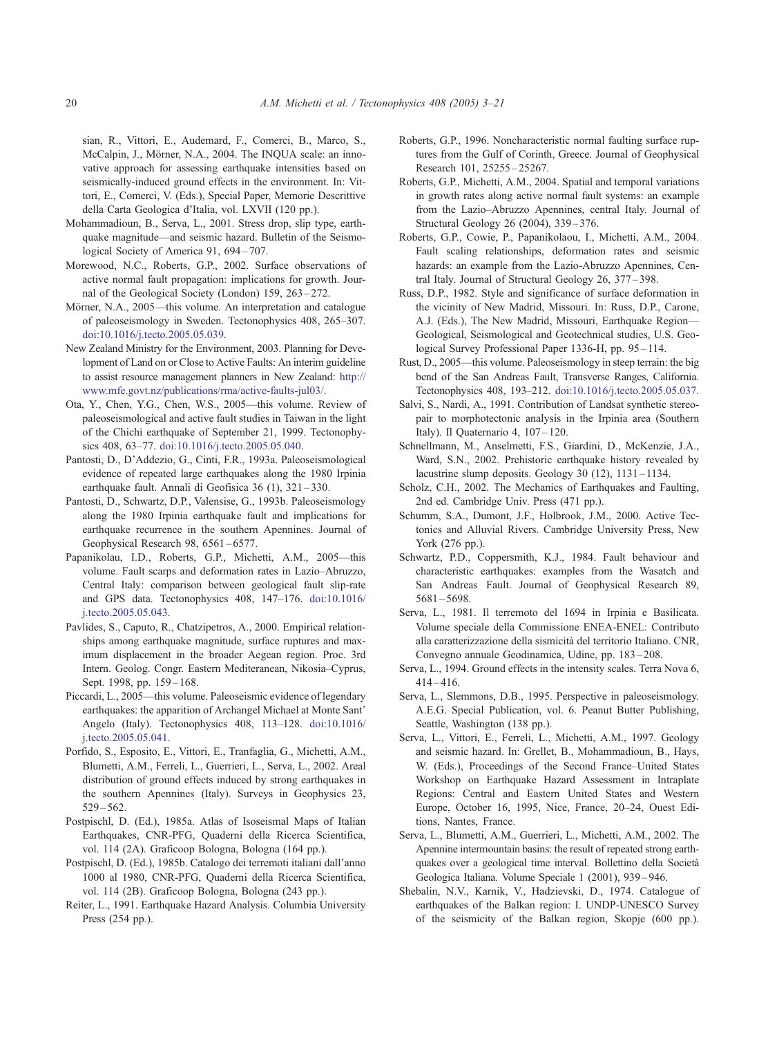sian, R., Vittori, E., Audemard, F., Comerci, B., Marco, S., McCalpin, J., Mörner, N.A., 2004. The INQUA scale: an innovative approach for assessing earthquake intensities based on seismically-induced ground effects in the environment. In: Vittori, E., Comerci, V. (Eds.), Special Paper, Memorie Descrittive della Carta Geologica d'Italia, vol. LXVII (120 pp.).

Mohammadioun, B., Serva, L., 2001. Stress drop, slip type, earthquake magnitude—and seismic hazard. Bulletin of the Seismological Society of America 91, 694 – 707.

Morewood, N.C., Roberts, G.P., 2002. Surface observations of active normal fault propagation: implications for growth. Journal of the Geological Society (London) 159, 263 – 272.

Mörner, N.A., 2005—this volume. An interpretation and catalogue of paleoseismology in Sweden. Tectonophysics 408, 265–307. doi:10.1016/j.tecto.2005.05.039.

New Zealand Ministry for the Environment, 2003. Planning for Development of Land on or Close to Active Faults: An interim guideline to assist resource management planners in New Zealand: http://www.mfe.govt.nz/publications/rma/active-faults-jul03/.

Ota, Y., Chen, Y.G., Chen, W.S., 2005—this volume. Review of paleoseismological and active fault studies in Taiwan in the light of the Chichi earthquake of September 21, 1999. Tectonophysics 408, 63–77. doi:10.1016/j.tecto.2005.05.040.

Pantosti, D., D'Addezio, G., Cinti, F.R., 1993a. Paleoseismological evidence of repeated large earthquakes along the 1980 Irpinia earthquake fault. Annali di Geofisica 36 (1), 321 – 330.

Pantosti, D., Schwartz, D.P., Valensise, G., 1993b. Paleoseismology along the 1980 Irpinia earthquake fault and implications for earthquake recurrence in the southern Apennines. Journal of Geophysical Research 98, 6561 – 6577.

Papanikolau, I.D., Roberts, G.P., Michetti, A.M., 2005—this volume. Fault scarps and deformation rates in Lazio–Abruzzo, Central Italy: comparison between geological fault slip-rate and GPS data. Tectonophysics 408, 147–176. doi:10.1016/j.tecto.2005.05.043.

Pavlides, S., Caputo, R., Chatzipetros, A., 2000. Empirical relationships among earthquake magnitude, surface ruptures and maximum displacement in the broader Aegean region. Proc. 3rd Intern. Geolog. Congr. Eastern Mediteranean, Nikosia–Cyprus, Sept. 1998, pp. 159 – 168.

Piccardi, L., 2005—this volume. Paleoseismic evidence of legendary earthquakes: the apparition of Archangel Michael at Monte Sant' Angelo (Italy). Tectonophysics 408, 113–128. doi:10.1016/j.tecto.2005.05.041.

Porfido, S., Esposito, E., Vittori, E., Tranfaglia, G., Michetti, A.M., Blumetti, A.M., Ferreli, L., Guerrieri, L., Serva, L., 2002. Areal distribution of ground effects induced by strong earthquakes in the southern Apennines (Italy). Surveys in Geophysics 23, 529 – 562.

Postpischl, D. (Ed.), 1985a. Atlas of Isoseismal Maps of Italian Earthquakes, CNR-PFG, Quaderni della Ricerca Scientifica, vol. 114 (2A). Graficoop Bologna, Bologna (164 pp.).

Postpischl, D. (Ed.), 1985b. Catalogo dei terremoti italiani dall'anno 1000 al 1980, CNR-PFG, Quaderni della Ricerca Scientifica, vol. 114 (2B). Graficoop Bologna, Bologna (243 pp.).

Reiter, L., 1991. Earthquake Hazard Analysis. Columbia University Press (254 pp.).

Roberts, G.P., 1996. Noncharacteristic normal faulting surface ruptures from the Gulf of Corinth, Greece. Journal of Geophysical Research 101, 25255 – 25267.

Roberts, G.P., Michetti, A.M., 2004. Spatial and temporal variations in growth rates along active normal fault systems: an example from the Lazio–Abruzzo Apennines, central Italy. Journal of Structural Geology 26 (2004), 339 – 376.

Roberts, G.P., Cowie, P., Papanikolaou, I., Michetti, A.M., 2004. Fault scaling relationships, deformation rates and seismic hazards: an example from the Lazio-Abruzzo Apennines, Central Italy. Journal of Structural Geology 26, 377 – 398.

Russ, D.P., 1982. Style and significance of surface deformation in the vicinity of New Madrid, Missouri. In: Russ, D.P., Carone, A.J. (Eds.), The New Madrid, Missouri, Earthquake Region—Geological, Seismological and Geotechnical studies, U.S. Geological Survey Professional Paper 1336-H, pp. 95 – 114.

Rust, D., 2005—this volume. Paleoseismology in steep terrain: the big bend of the San Andreas Fault, Transverse Ranges, California. Tectonophysics 408, 193–212. doi:10.1016/j.tecto.2005.05.037.

Salvi, S., Nardi, A., 1991. Contribution of Landsat synthetic stereopair to morphotectonic analysis in the Irpinia area (Southern Italy). Il Quaternario 4, 107 – 120.

Schnellmann, M., Anselmetti, F.S., Giardini, D., McKenzie, J.A., Ward, S.N., 2002. Prehistoric earthquake history revealed by lacustrine slump deposits. Geology 30 (12), 1131 – 1134.

Scholz, C.H., 2002. The Mechanics of Earthquakes and Faulting, 2nd ed. Cambridge Univ. Press (471 pp.).

Schumm, S.A., Dumont, J.F., Holbrook, J.M., 2000. Active Tectonics and Alluvial Rivers. Cambridge University Press, New York (276 pp.).

Schwartz, P.D., Coppersmith, K.J., 1984. Fault behaviour and characteristic earthquakes: examples from the Wasatch and San Andreas Fault. Journal of Geophysical Research 89, 5681 – 5698.

Serva, L., 1981. Il terremoto del 1694 in Irpinia e Basilicata. Volume speciale della Commissione ENEA-ENEL: Contributo alla caratterizzazione della sismicità del territorio Italiano. CNR, Convegno annuale Geodinamica, Udine, pp. 183 – 208.

Serva, L., 1994. Ground effects in the intensity scales. Terra Nova 6, 414 – 416.

Serva, L., Slemmons, D.B., 1995. Perspective in paleoseismology. A.E.G. Special Publication, vol. 6. Peanut Butter Publishing, Seattle, Washington (138 pp.).

Serva, L., Vittori, E., Ferreli, L., Michetti, A.M., 1997. Geology and seismic hazard. In: Grellet, B., Mohammadioun, B., Hays, W. (Eds.), Proceedings of the Second France–United States Workshop on Earthquake Hazard Assessment in Intraplate Regions: Central and Eastern United States and Western Europe, October 16, 1995, Nice, France, 20–24, Ouest Editions, Nantes, France.

Serva, L., Blumetti, A.M., Guerrieri, L., Michetti, A.M., 2002. The Apennine intermountain basins: the result of repeated strong earthquakes over a geological time interval. Bollettino della Società Geologica Italiana. Volume Speciale 1 (2001), 939 – 946.

Shebalin, N.V., Karnik, V., Hadzievski, D., 1974. Catalogue of earthquakes of the Balkan region: I. UNDP-UNESCO Survey of the seismicity of the Balkan region, Skopje (600 pp.).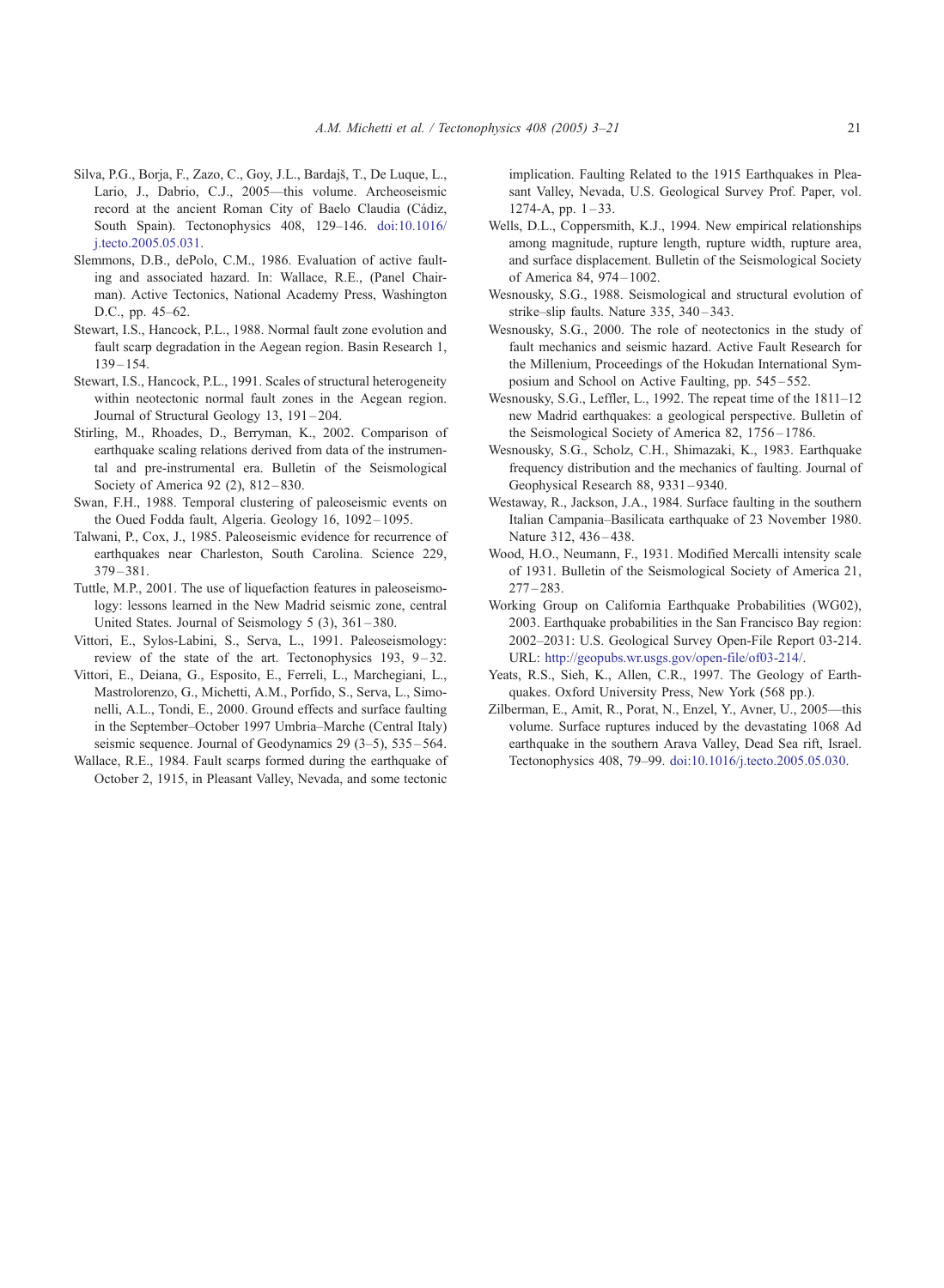Silva, P.G., Borja, F., Zazo, C., Goy, J.L., Bardajš, T., De Luque, L., Lario, J., Dabrio, C.J., 2005—this volume. Archeoseismic record at the ancient Roman City of Baelo Claudia (Cádiz, South Spain). Tectonophysics 408, 129–146. doi:10.1016/j.tecto.2005.05.031.

Slemmons, D.B., dePolo, C.M., 1986. Evaluation of active faulting and associated hazard. In: Wallace, R.E., (Panel Chairman). Active Tectonics, National Academy Press, Washington D.C., pp. 45–62.

Stewart, I.S., Hancock, P.L., 1988. Normal fault zone evolution and fault scarp degradation in the Aegean region. Basin Research 1, 139–154.

Stewart, I.S., Hancock, P.L., 1991. Scales of structural heterogeneity within neotectonic normal fault zones in the Aegean region. Journal of Structural Geology 13, 191–204.

Stirling, M., Rhoades, D., Berryman, K., 2002. Comparison of earthquake scaling relations derived from data of the instrumental and pre-instrumental era. Bulletin of the Seismological Society of America 92 (2), 812–830.

Swan, F.H., 1988. Temporal clustering of paleoseismic events on the Oued Fodda fault, Algeria. Geology 16, 1092–1095.

Talwani, P., Cox, J., 1985. Paleoseismic evidence for recurrence of earthquakes near Charleston, South Carolina. Science 229, 379–381.

Tuttle, M.P., 2001. The use of liquefaction features in paleoseismology: lessons learned in the New Madrid seismic zone, central United States. Journal of Seismology 5 (3), 361–380.

Vittori, E., Sylos-Labini, S., Serva, L., 1991. Paleoseismology: review of the state of the art. Tectonophysics 193, 9–32.

Vittori, E., Deiana, G., Esposito, E., Ferreli, L., Marchegiani, L., Mastrolorenzo, G., Michetti, A.M., Porfido, S., Serva, L., Simonelli, A.L., Tondi, E., 2000. Ground effects and surface faulting in the September–October 1997 Umbria–Marche (Central Italy) seismic sequence. Journal of Geodynamics 29 (3–5), 535–564.

Wallace, R.E., 1984. Fault scarps formed during the earthquake of October 2, 1915, in Pleasant Valley, Nevada, and some tectonic implication. Faulting Related to the 1915 Earthquakes in Pleasant Valley, Nevada, U.S. Geological Survey Prof. Paper, vol. 1274-A, pp. 1–33.

Wells, D.L., Coppersmith, K.J., 1994. New empirical relationships among magnitude, rupture length, rupture width, rupture area, and surface displacement. Bulletin of the Seismological Society of America 84, 974–1002.

Wesnousky, S.G., 1988. Seismological and structural evolution of strike–slip faults. Nature 335, 340–343.

Wesnousky, S.G., 2000. The role of neotectonics in the study of fault mechanics and seismic hazard. Active Fault Research for the Millenium, Proceedings of the Hokudan International Symposium and School on Active Faulting, pp. 545–552.

Wesnousky, S.G., Leffler, L., 1992. The repeat time of the 1811–12 new Madrid earthquakes: a geological perspective. Bulletin of the Seismological Society of America 82, 1756–1786.

Wesnousky, S.G., Scholz, C.H., Shimazaki, K., 1983. Earthquake frequency distribution and the mechanics of faulting. Journal of Geophysical Research 88, 9331–9340.

Westaway, R., Jackson, J.A., 1984. Surface faulting in the southern Italian Campania–Basilicata earthquake of 23 November 1980. Nature 312, 436–438.

Wood, H.O., Neumann, F., 1931. Modified Mercalli intensity scale of 1931. Bulletin of the Seismological Society of America 21, 277–283.

Working Group on California Earthquake Probabilities (WG02), 2003. Earthquake probabilities in the San Francisco Bay region: 2002–2031: U.S. Geological Survey Open-File Report 03-214. URL: http://geopubs.wr.usgs.gov/open-file/of03-214/.

Yeats, R.S., Sieh, K., Allen, C.R., 1997. The Geology of Earthquakes. Oxford University Press, New York (568 pp.).

Zilberman, E., Amit, R., Porat, N., Enzel, Y., Avner, U., 2005—this volume. Surface ruptures induced by the devastating 1068 Ad earthquake in the southern Arava Valley, Dead Sea rift, Israel. Tectonophysics 408, 79–99. doi:10.1016/j.tecto.2005.05.030.